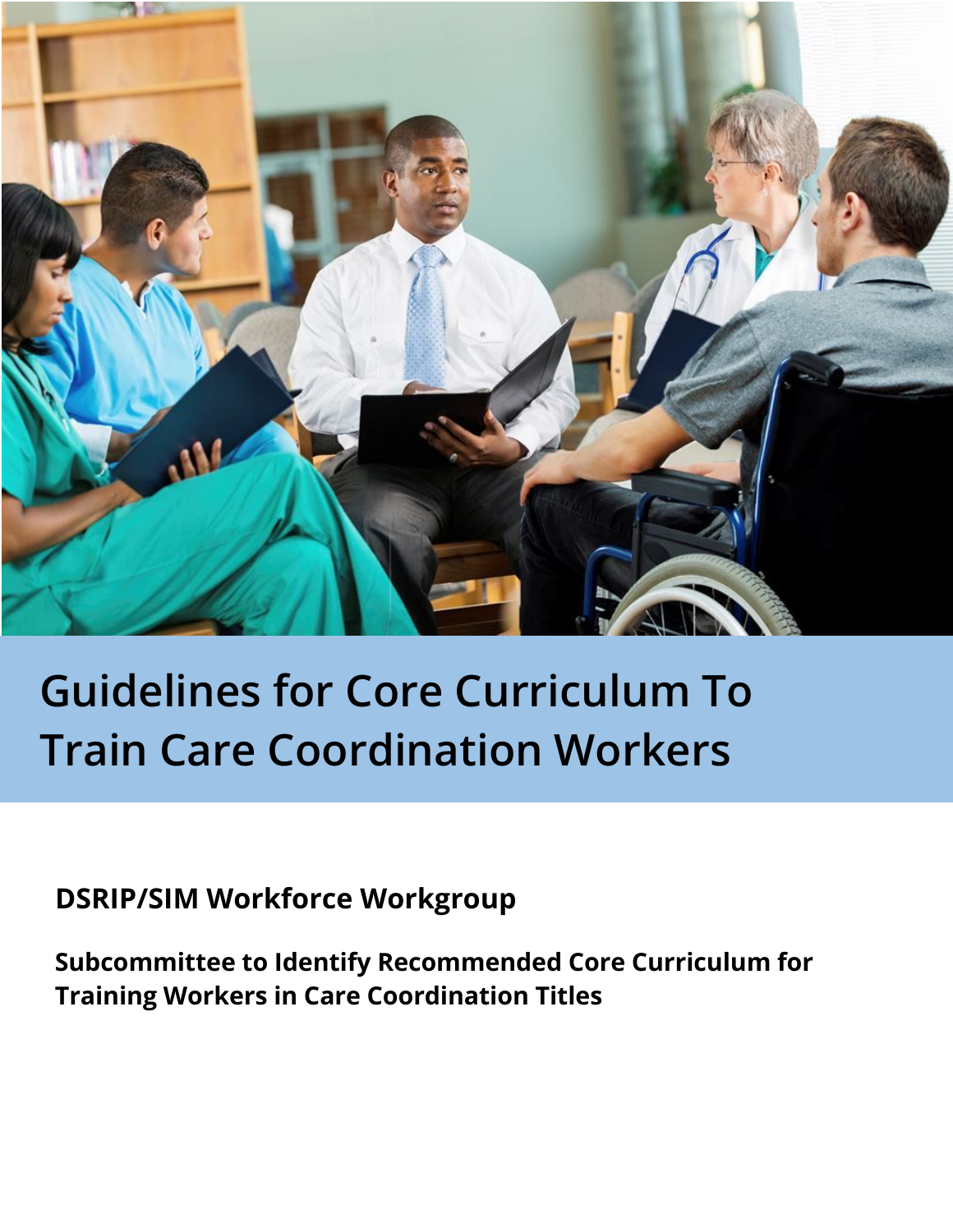# Guidelines for Core Curriculum To Train Care Coordination Workers

**DSRIP/SIM Workforce Workgroup**

**Subcommittee to Identify Recommended Core Curriculum for Training Workers in Care Coordination Titles**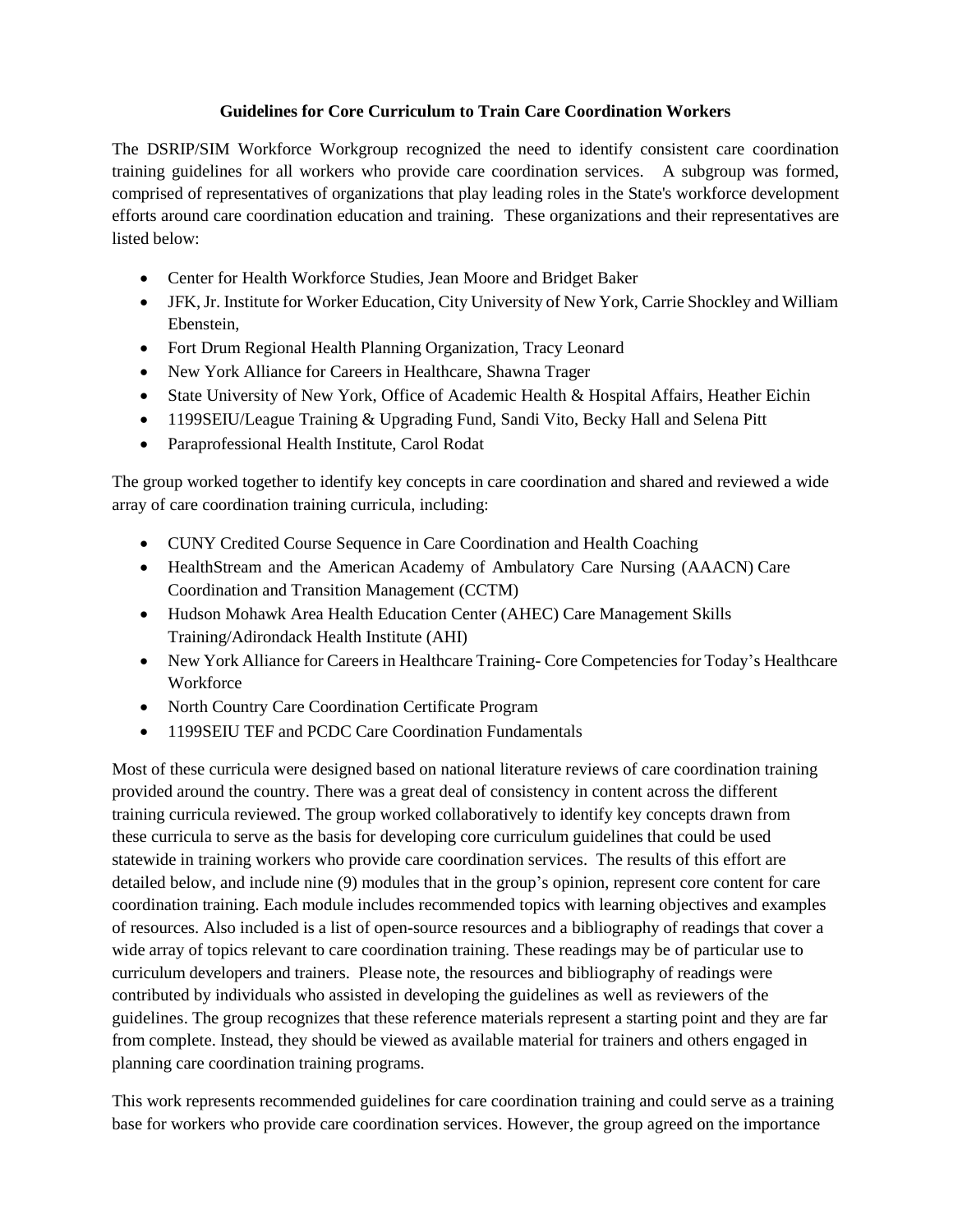**Guidelines for Core Curriculum to Train Care Coordination Workers**

The DSRIP/SIM Workforce Workgroup recognized the need to identify consistent care coordination training guidelines for all workers who provide care coordination services. A subgroup was formed, comprised of representatives of organizations that play leading roles in the State's workforce development efforts around care coordination education and training. These organizations and their representatives are listed below:

- Center for Health Workforce Studies, Jean Moore and Bridget Baker
- JFK, Jr. Institute for Worker Education, City University of New York, Carrie Shockley and William Ebenstein,
- Fort Drum Regional Health Planning Organization, Tracy Leonard
- New York Alliance for Careers in Healthcare, Shawna Trager
- State University of New York, Office of Academic Health & Hospital Affairs, Heather Eichin
- 1199SEIU/League Training & Upgrading Fund, Sandi Vito, Becky Hall and Selena Pitt
- Paraprofessional Health Institute, Carol Rodat

The group worked together to identify key concepts in care coordination and shared and reviewed a wide array of care coordination training curricula, including:

- CUNY Credited Course Sequence in Care Coordination and Health Coaching
- HealthStream and the American Academy of Ambulatory Care Nursing (AAACN) Care Coordination and Transition Management (CCTM)
- Hudson Mohawk Area Health Education Center (AHEC) Care Management Skills Training/Adirondack Health Institute (AHI)
- New York Alliance for Careers in Healthcare Training- Core Competencies for Today's Healthcare Workforce
- North Country Care Coordination Certificate Program
- 1199SEIU TEF and PCDC Care Coordination Fundamentals

Most of these curricula were designed based on national literature reviews of care coordination training provided around the country. There was a great deal of consistency in content across the different training curricula reviewed. The group worked collaboratively to identify key concepts drawn from these curricula to serve as the basis for developing core curriculum guidelines that could be used statewide in training workers who provide care coordination services. The results of this effort are detailed below, and include nine (9) modules that in the group's opinion, represent core content for care coordination training. Each module includes recommended topics with learning objectives and examples of resources. Also included is a list of open-source resources and a bibliography of readings that cover a wide array of topics relevant to care coordination training. These readings may be of particular use to curriculum developers and trainers. Please note, the resources and bibliography of readings were contributed by individuals who assisted in developing the guidelines as well as reviewers of the guidelines. The group recognizes that these reference materials represent a starting point and they are far from complete. Instead, they should be viewed as available material for trainers and others engaged in planning care coordination training programs.

This work represents recommended guidelines for care coordination training and could serve as a training base for workers who provide care coordination services. However, the group agreed on the importance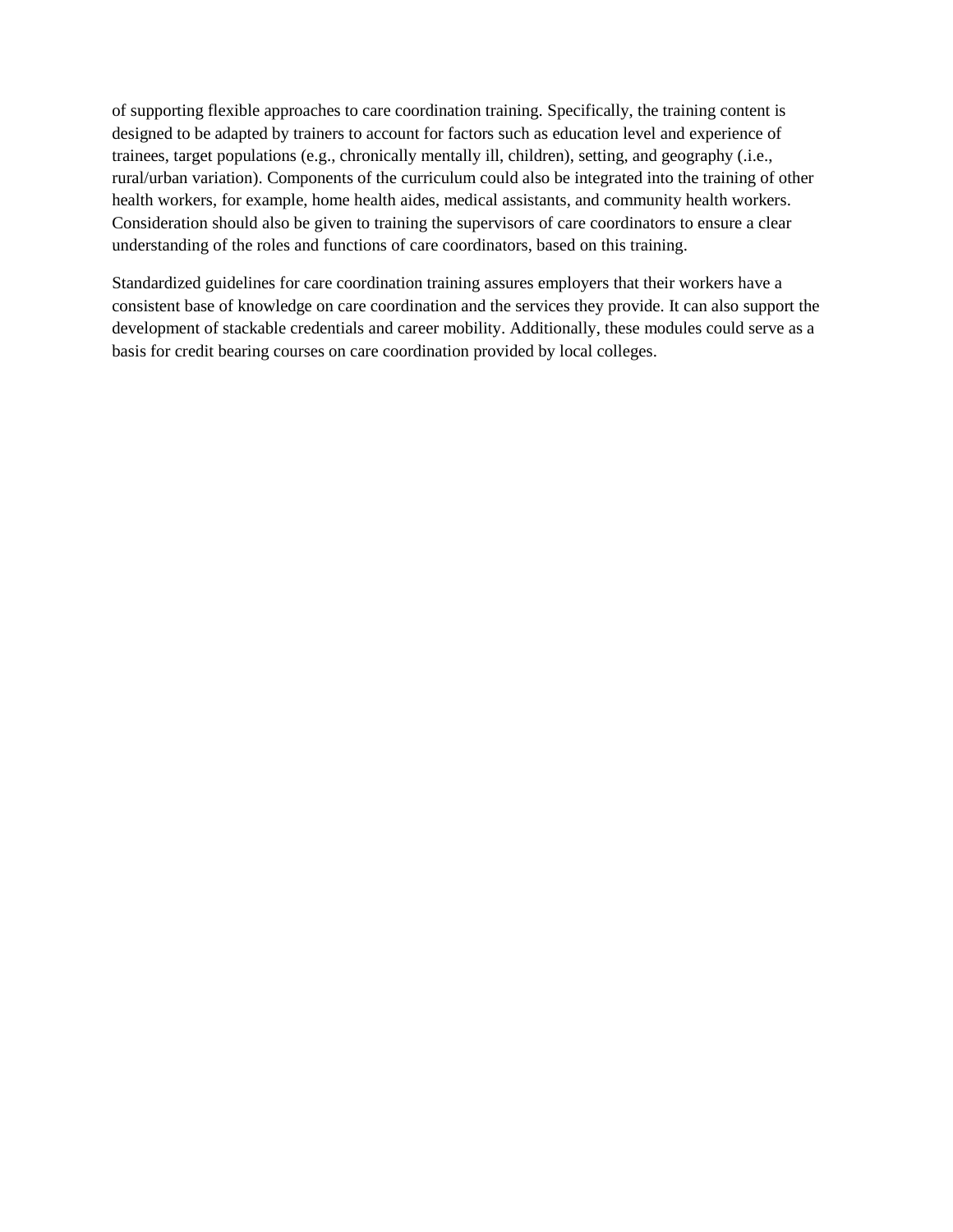of supporting flexible approaches to care coordination training. Specifically, the training content is designed to be adapted by trainers to account for factors such as education level and experience of trainees, target populations (e.g., chronically mentally ill, children), setting, and geography (.i.e., rural/urban variation). Components of the curriculum could also be integrated into the training of other health workers, for example, home health aides, medical assistants, and community health workers. Consideration should also be given to training the supervisors of care coordinators to ensure a clear understanding of the roles and functions of care coordinators, based on this training.

Standardized guidelines for care coordination training assures employers that their workers have a consistent base of knowledge on care coordination and the services they provide. It can also support the development of stackable credentials and career mobility. Additionally, these modules could serve as a basis for credit bearing courses on care coordination provided by local colleges.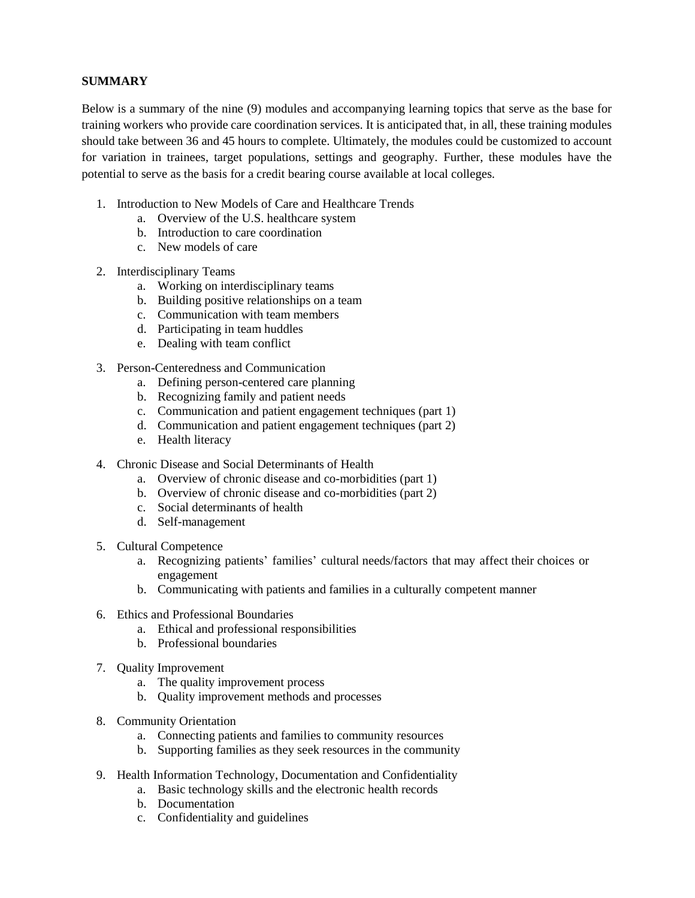## SUMMARY

Below is a summary of the nine (9) modules and accompanying learning topics that serve as the base for training workers who provide care coordination services. It is anticipated that, in all, these training modules should take between 36 and 45 hours to complete. Ultimately, the modules could be customized to account for variation in trainees, target populations, settings and geography. Further, these modules have the potential to serve as the basis for a credit bearing course available at local colleges.

1. Introduction to New Models of Care and Healthcare Trends
    a. Overview of the U.S. healthcare system
    b. Introduction to care coordination
    c. New models of care

2. Interdisciplinary Teams
    a. Working on interdisciplinary teams
    b. Building positive relationships on a team
    c. Communication with team members
    d. Participating in team huddles
    e. Dealing with team conflict

3. Person-Centeredness and Communication
    a. Defining person-centered care planning
    b. Recognizing family and patient needs
    c. Communication and patient engagement techniques (part 1)
    d. Communication and patient engagement techniques (part 2)
    e. Health literacy

4. Chronic Disease and Social Determinants of Health
    a. Overview of chronic disease and co-morbidities (part 1)
    b. Overview of chronic disease and co-morbidities (part 2)
    c. Social determinants of health
    d. Self-management

5. Cultural Competence
    a. Recognizing patients' families' cultural needs/factors that may affect their choices or engagement
    b. Communicating with patients and families in a culturally competent manner

6. Ethics and Professional Boundaries
    a. Ethical and professional responsibilities
    b. Professional boundaries

7. Quality Improvement
    a. The quality improvement process
    b. Quality improvement methods and processes

8. Community Orientation
    a. Connecting patients and families to community resources
    b. Supporting families as they seek resources in the community

9. Health Information Technology, Documentation and Confidentiality
    a. Basic technology skills and the electronic health records
    b. Documentation
    c. Confidentiality and guidelines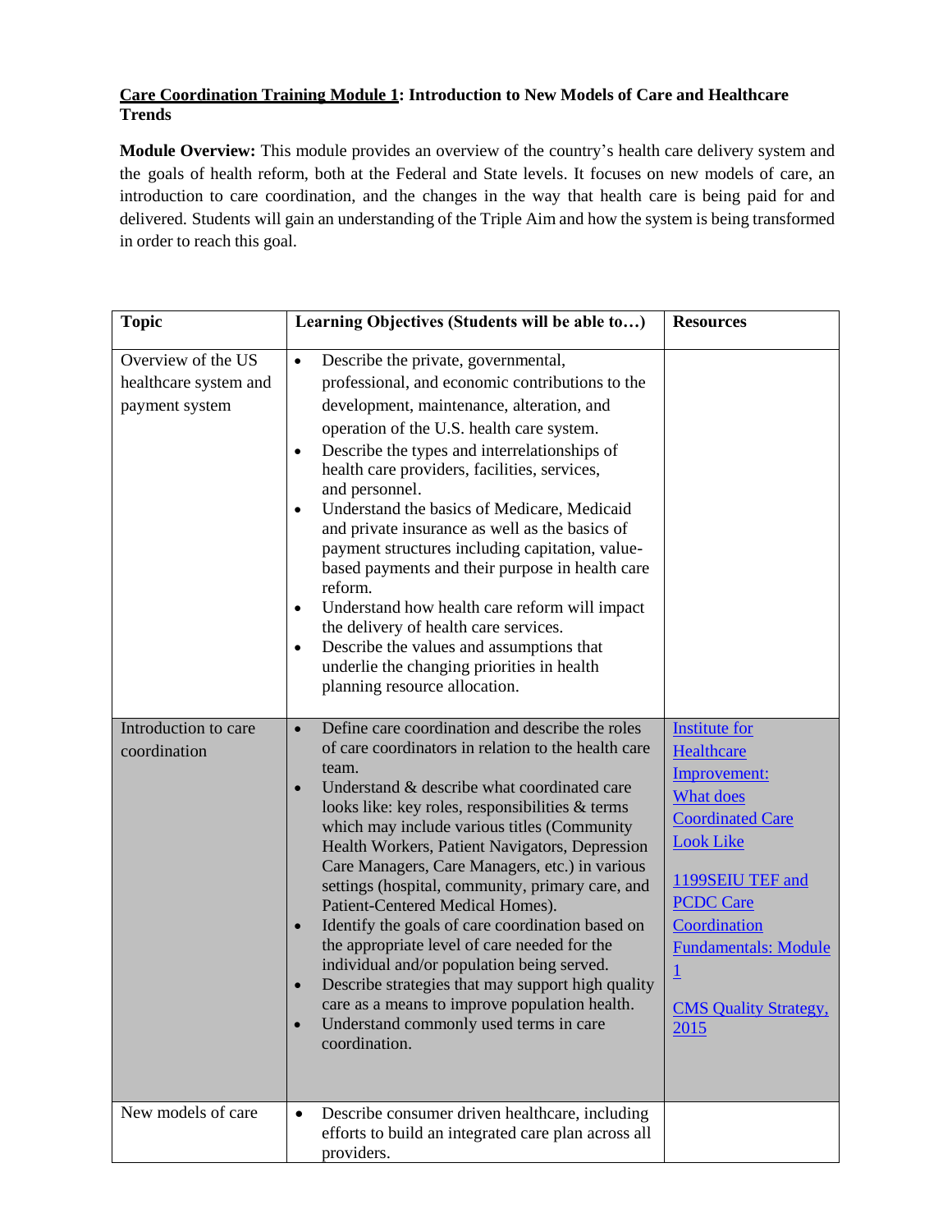**<u>Care Coordination Training Module 1</u>: Introduction to New Models of Care and Healthcare Trends**

**Module Overview:** This module provides an overview of the country's health care delivery system and the goals of health reform, both at the Federal and State levels. It focuses on new models of care, an introduction to care coordination, and the changes in the way that health care is being paid for and delivered. Students will gain an understanding of the Triple Aim and how the system is being transformed in order to reach this goal.

| Topic | Learning Objectives (Students will be able to…) | Resources |
|---|---|---|
| Overview of the US healthcare system and payment system | • Describe the private, governmental, professional, and economic contributions to the development, maintenance, alteration, and operation of the U.S. health care system.<br>• Describe the types and interrelationships of health care providers, facilities, services, and personnel.<br>• Understand the basics of Medicare, Medicaid and private insurance as well as the basics of payment structures including capitation, value-based payments and their purpose in health care reform.<br>• Understand how health care reform will impact the delivery of health care services.<br>• Describe the values and assumptions that underlie the changing priorities in health planning resource allocation. | |
| Introduction to care coordination | • Define care coordination and describe the roles of care coordinators in relation to the health care team.<br>• Understand & describe what coordinated care looks like: key roles, responsibilities & terms which may include various titles (Community Health Workers, Patient Navigators, Depression Care Managers, Care Managers, etc.) in various settings (hospital, community, primary care, and Patient-Centered Medical Homes).<br>• Identify the goals of care coordination based on the appropriate level of care needed for the individual and/or population being served.<br>• Describe strategies that may support high quality care as a means to improve population health.<br>• Understand commonly used terms in care coordination. | Institute for Healthcare Improvement: What does Coordinated Care Look Like<br><br>1199SEIU TEF and PCDC Care Coordination Fundamentals: Module 1<br><br>CMS Quality Strategy, 2015 |
| New models of care | • Describe consumer driven healthcare, including efforts to build an integrated care plan across all providers. | |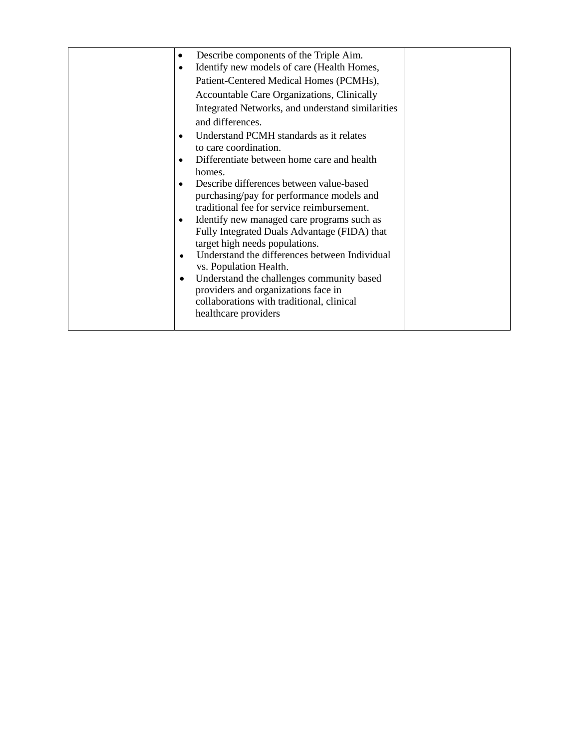| | | |
|---|---|---|
| | • Describe components of the Triple Aim.<br>• Identify new models of care (Health Homes, Patient-Centered Medical Homes (PCMHs), Accountable Care Organizations, Clinically Integrated Networks, and understand similarities and differences.<br>• Understand PCMH standards as it relates to care coordination.<br>• Differentiate between home care and health homes.<br>• Describe differences between value-based purchasing/pay for performance models and traditional fee for service reimbursement.<br>• Identify new managed care programs such as Fully Integrated Duals Advantage (FIDA) that target high needs populations.<br>• Understand the differences between Individual vs. Population Health.<br>• Understand the challenges community based providers and organizations face in collaborations with traditional, clinical healthcare providers | |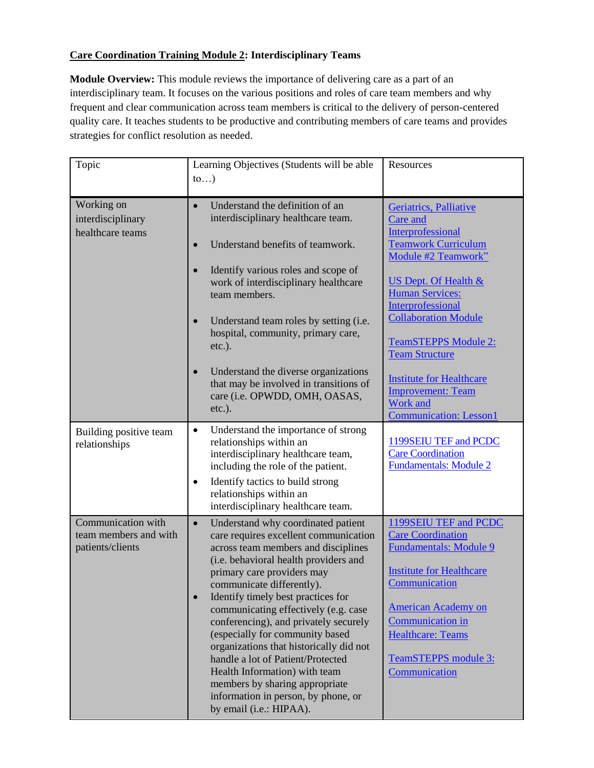**Care Coordination Training Module 2: Interdisciplinary Teams**

**Module Overview:** This module reviews the importance of delivering care as a part of an interdisciplinary team. It focuses on the various positions and roles of care team members and why frequent and clear communication across team members is critical to the delivery of person-centered quality care. It teaches students to be productive and contributing members of care teams and provides strategies for conflict resolution as needed.

| Topic | Learning Objectives (Students will be able to…) | Resources |
|---|---|---|
| Working on interdisciplinary healthcare teams | • Understand the definition of an interdisciplinary healthcare team.<br>• Understand benefits of teamwork.<br>• Identify various roles and scope of work of interdisciplinary healthcare team members.<br>• Understand team roles by setting (i.e. hospital, community, primary care, etc.).<br>• Understand the diverse organizations that may be involved in transitions of care (i.e. OPWDD, OMH, OASAS, etc.). | Geriatrics, Palliative Care and Interprofessional Teamwork Curriculum Module #2 Teamwork"<br><br>US Dept. Of Health & Human Services: Interprofessional Collaboration Module<br><br>TeamSTEPPS Module 2: Team Structure<br><br>Institute for Healthcare Improvement: Team Work and Communication: Lesson1 |
| Building positive team relationships | • Understand the importance of strong relationships within an interdisciplinary healthcare team, including the role of the patient.<br>• Identify tactics to build strong relationships within an interdisciplinary healthcare team. | 1199SEIU TEF and PCDC Care Coordination Fundamentals: Module 2 |
| Communication with team members and with patients/clients | • Understand why coordinated patient care requires excellent communication across team members and disciplines (i.e. behavioral health providers and primary care providers may communicate differently).<br>• Identify timely best practices for communicating effectively (e.g. case conferencing), and privately securely (especially for community based organizations that historically did not handle a lot of Patient/Protected Health Information) with team members by sharing appropriate information in person, by phone, or by email (i.e.: HIPAA). | 1199SEIU TEF and PCDC Care Coordination Fundamentals: Module 9<br><br>Institute for Healthcare Communication<br><br>American Academy on Communication in Healthcare: Teams<br><br>TeamSTEPPS module 3: Communication |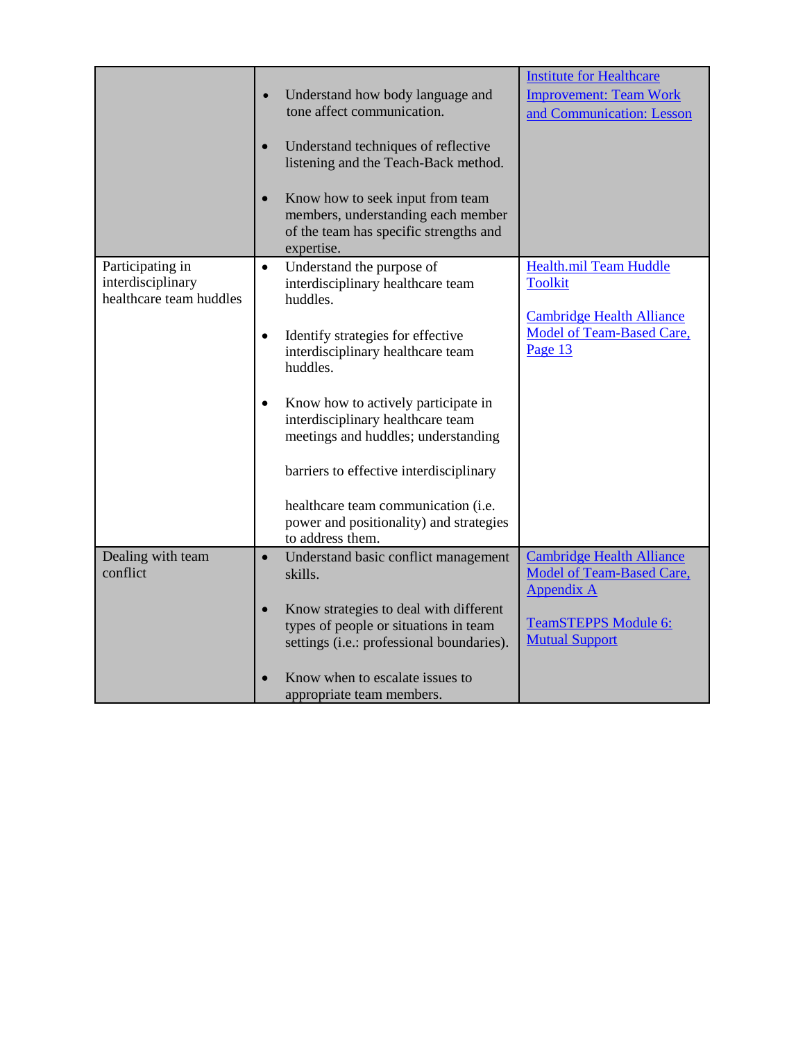| | | |
|---|---|---|
| | • Understand how body language and tone affect communication.<br><br>• Understand techniques of reflective listening and the Teach-Back method.<br><br>• Know how to seek input from team members, understanding each member of the team has specific strengths and expertise. | Institute for Healthcare Improvement: Team Work and Communication: Lesson |
| Participating in interdisciplinary healthcare team huddles | • Understand the purpose of interdisciplinary healthcare team huddles.<br><br>• Identify strategies for effective interdisciplinary healthcare team huddles.<br><br>• Know how to actively participate in interdisciplinary healthcare team meetings and huddles; understanding<br><br>barriers to effective interdisciplinary<br><br>healthcare team communication (i.e. power and positionality) and strategies to address them. | Health.mil Team Huddle Toolkit<br><br>Cambridge Health Alliance Model of Team-Based Care, Page 13 |
| Dealing with team conflict | • Understand basic conflict management skills.<br><br>• Know strategies to deal with different types of people or situations in team settings (i.e.: professional boundaries).<br><br>• Know when to escalate issues to appropriate team members. | Cambridge Health Alliance Model of Team-Based Care, Appendix A<br><br>TeamSTEPPS Module 6: Mutual Support |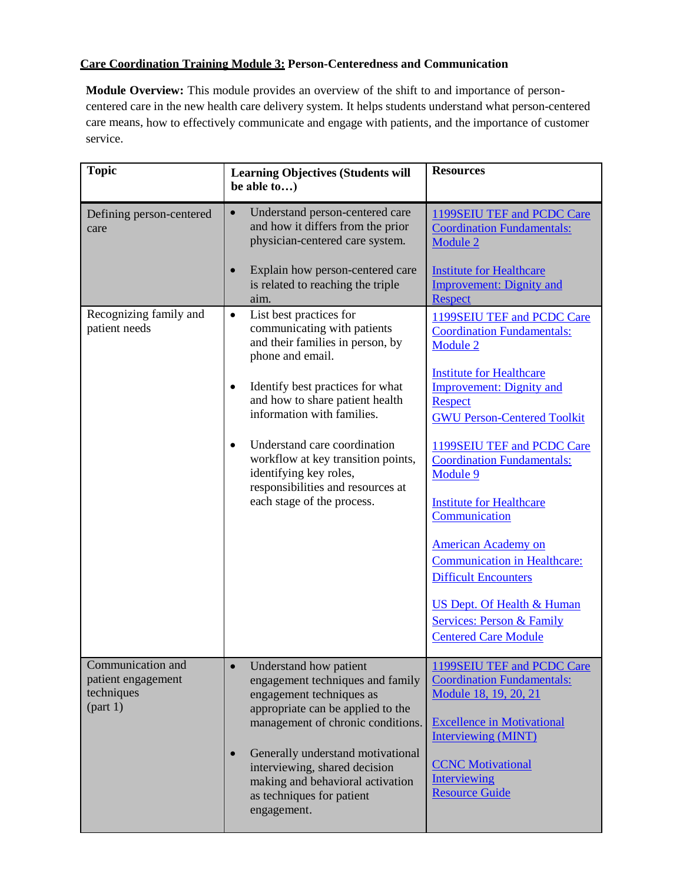**Care Coordination Training Module 3: Person-Centeredness and Communication**

**Module Overview:** This module provides an overview of the shift to and importance of person-centered care in the new health care delivery system. It helps students understand what person-centered care means, how to effectively communicate and engage with patients, and the importance of customer service.

| Topic | Learning Objectives (Students will be able to…) | Resources |
|---|---|---|
| Defining person-centered care | • Understand person-centered care and how it differs from the prior physician-centered care system.<br><br>• Explain how person-centered care is related to reaching the triple aim. | 1199SEIU TEF and PCDC Care Coordination Fundamentals: Module 2<br><br>Institute for Healthcare Improvement: Dignity and Respect |
| Recognizing family and patient needs | • List best practices for communicating with patients and their families in person, by phone and email.<br><br>• Identify best practices for what and how to share patient health information with families.<br><br>• Understand care coordination workflow at key transition points, identifying key roles, responsibilities and resources at each stage of the process. | 1199SEIU TEF and PCDC Care Coordination Fundamentals: Module 2<br><br>Institute for Healthcare Improvement: Dignity and Respect<br>GWU Person-Centered Toolkit<br><br>1199SEIU TEF and PCDC Care Coordination Fundamentals: Module 9<br><br>Institute for Healthcare Communication<br><br>American Academy on Communication in Healthcare: Difficult Encounters<br><br>US Dept. Of Health & Human Services: Person & Family Centered Care Module |
| Communication and patient engagement techniques (part 1) | • Understand how patient engagement techniques and family engagement techniques as appropriate can be applied to the management of chronic conditions.<br><br>• Generally understand motivational interviewing, shared decision making and behavioral activation as techniques for patient engagement. | 1199SEIU TEF and PCDC Care Coordination Fundamentals: Module 18, 19, 20, 21<br><br>Excellence in Motivational Interviewing (MINT)<br><br>CCNC Motivational Interviewing Resource Guide |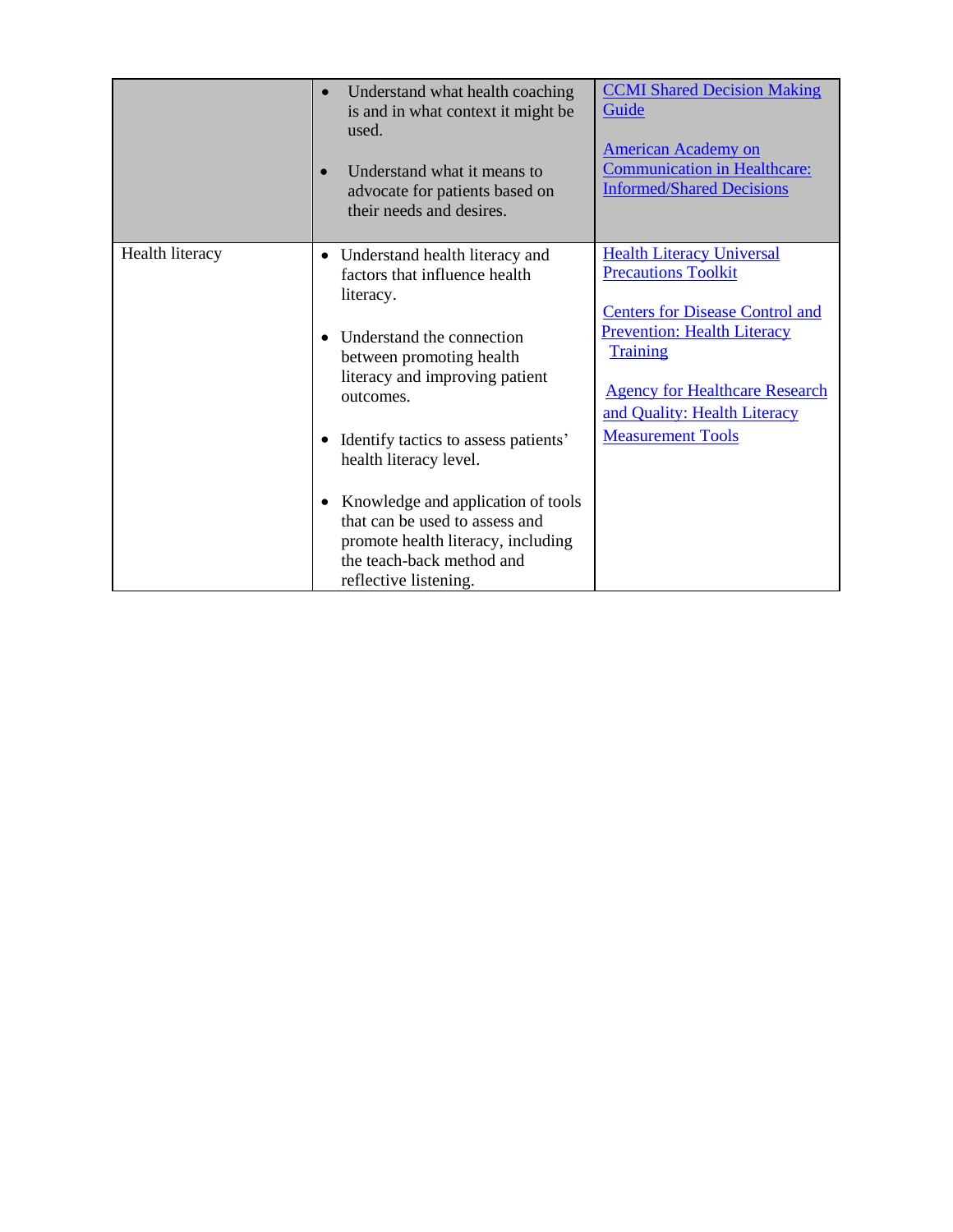| | | |
|---|---|---|
| | • Understand what health coaching is and in what context it might be used.<br><br>• Understand what it means to advocate for patients based on their needs and desires. | CCMI Shared Decision Making Guide<br><br>American Academy on Communication in Healthcare: Informed/Shared Decisions |
| Health literacy | • Understand health literacy and factors that influence health literacy.<br><br>• Understand the connection between promoting health literacy and improving patient outcomes.<br><br>• Identify tactics to assess patients' health literacy level.<br><br>• Knowledge and application of tools that can be used to assess and promote health literacy, including the teach-back method and reflective listening. | Health Literacy Universal Precautions Toolkit<br><br>Centers for Disease Control and Prevention: Health Literacy Training<br><br>Agency for Healthcare Research and Quality: Health Literacy Measurement Tools |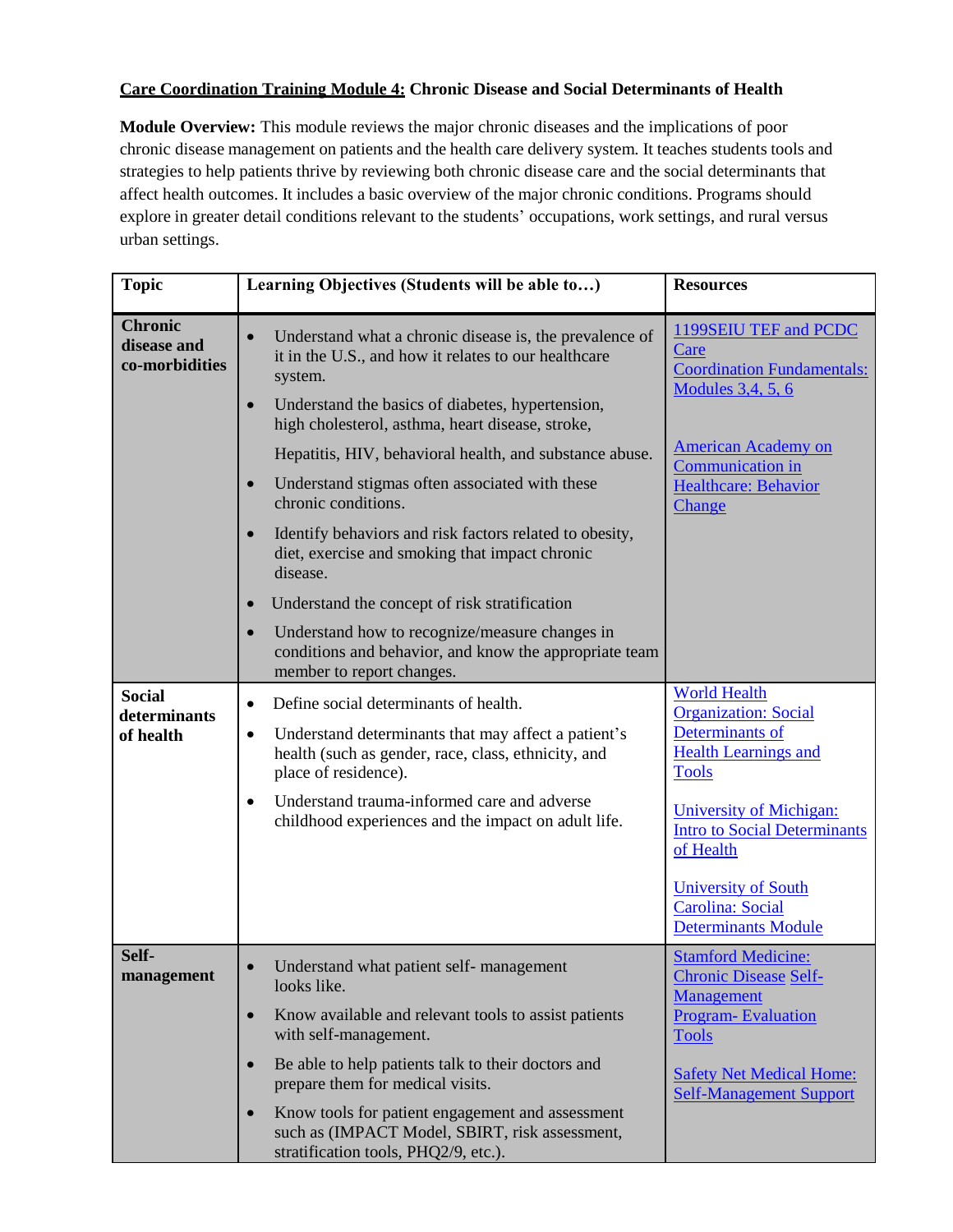**<u>Care Coordination Training Module 4:</u> Chronic Disease and Social Determinants of Health**

**Module Overview:** This module reviews the major chronic diseases and the implications of poor chronic disease management on patients and the health care delivery system. It teaches students tools and strategies to help patients thrive by reviewing both chronic disease care and the social determinants that affect health outcomes. It includes a basic overview of the major chronic conditions. Programs should explore in greater detail conditions relevant to the students' occupations, work settings, and rural versus urban settings.

| Topic | Learning Objectives (Students will be able to…) | Resources |
| --- | --- | --- |
| **Chronic disease and co-morbidities** | • Understand what a chronic disease is, the prevalence of it in the U.S., and how it relates to our healthcare system.<br>• Understand the basics of diabetes, hypertension, high cholesterol, asthma, heart disease, stroke, Hepatitis, HIV, behavioral health, and substance abuse.<br>• Understand stigmas often associated with these chronic conditions.<br>• Identify behaviors and risk factors related to obesity, diet, exercise and smoking that impact chronic disease.<br>• Understand the concept of risk stratification<br>• Understand how to recognize/measure changes in conditions and behavior, and know the appropriate team member to report changes. | 1199SEIU TEF and PCDC Care Coordination Fundamentals: Modules 3,4, 5, 6<br><br>American Academy on Communication in Healthcare: Behavior Change |
| **Social determinants of health** | • Define social determinants of health.<br>• Understand determinants that may affect a patient's health (such as gender, race, class, ethnicity, and place of residence).<br>• Understand trauma-informed care and adverse childhood experiences and the impact on adult life. | World Health Organization: Social Determinants of Health Learnings and Tools<br><br>University of Michigan: Intro to Social Determinants of Health<br><br>University of South Carolina: Social Determinants Module |
| **Self-management** | • Understand what patient self- management looks like.<br>• Know available and relevant tools to assist patients with self-management.<br>• Be able to help patients talk to their doctors and prepare them for medical visits.<br>• Know tools for patient engagement and assessment such as (IMPACT Model, SBIRT, risk assessment, stratification tools, PHQ2/9, etc.). | Stamford Medicine: Chronic Disease Self-Management Program- Evaluation Tools<br><br>Safety Net Medical Home: Self-Management Support |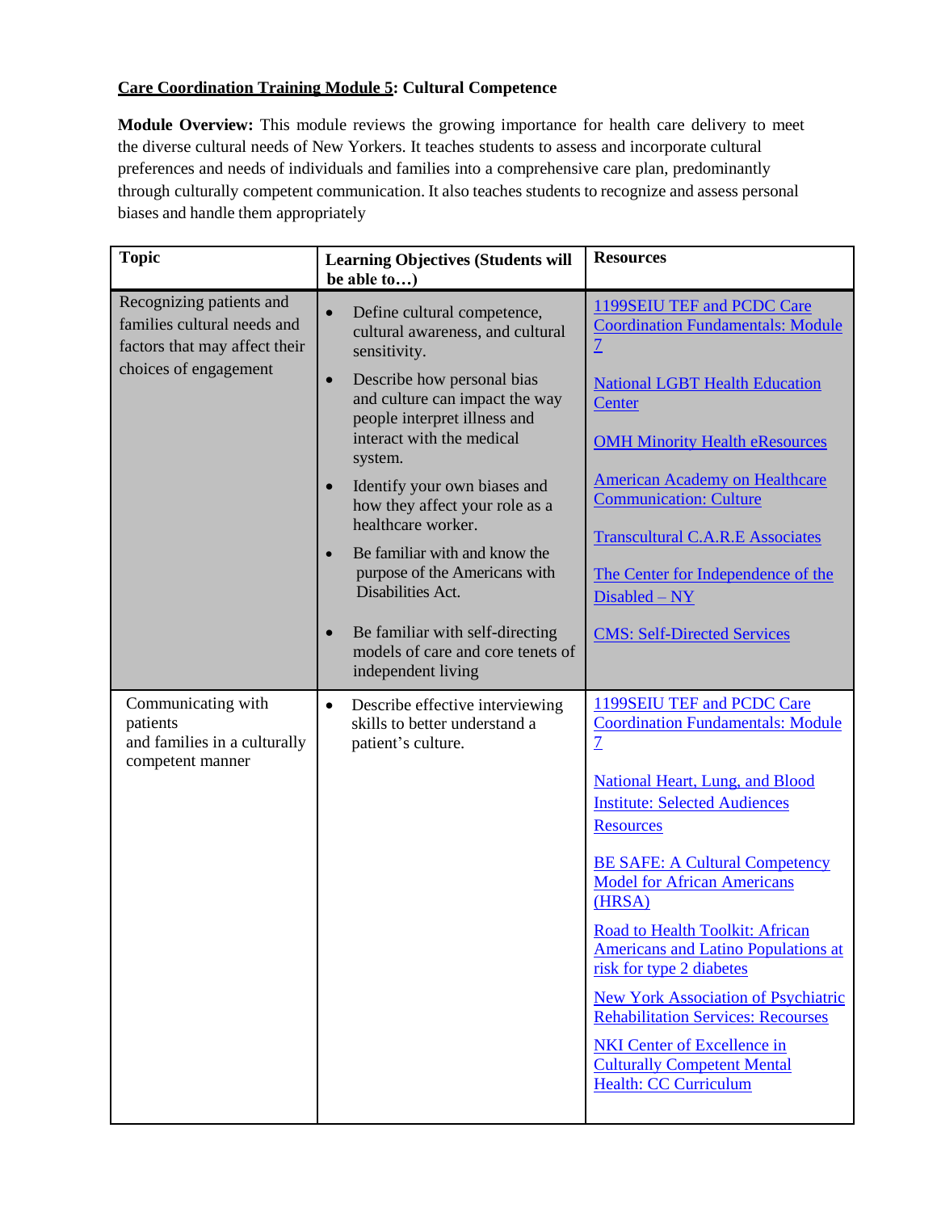**<u>Care Coordination Training Module 5</u>: Cultural Competence**

**Module Overview:** This module reviews the growing importance for health care delivery to meet the diverse cultural needs of New Yorkers. It teaches students to assess and incorporate cultural preferences and needs of individuals and families into a comprehensive care plan, predominantly through culturally competent communication. It also teaches students to recognize and assess personal biases and handle them appropriately

| Topic | Learning Objectives (Students will be able to…) | Resources |
|---|---|---|
| Recognizing patients and families cultural needs and factors that may affect their choices of engagement | • Define cultural competence, cultural awareness, and cultural sensitivity.<br>• Describe how personal bias and culture can impact the way people interpret illness and interact with the medical system.<br>• Identify your own biases and how they affect your role as a healthcare worker.<br>• Be familiar with and know the purpose of the Americans with Disabilities Act.<br>• Be familiar with self-directing models of care and core tenets of independent living | 1199SEIU TEF and PCDC Care Coordination Fundamentals: Module 7<br><br>National LGBT Health Education Center<br><br>OMH Minority Health eResources<br><br>American Academy on Healthcare Communication: Culture<br><br>Transcultural C.A.R.E Associates<br><br>The Center for Independence of the Disabled – NY<br><br>CMS: Self-Directed Services |
| Communicating with patients and families in a culturally competent manner | • Describe effective interviewing skills to better understand a patient's culture. | 1199SEIU TEF and PCDC Care Coordination Fundamentals: Module 7<br><br>National Heart, Lung, and Blood Institute: Selected Audiences Resources<br><br>BE SAFE: A Cultural Competency Model for African Americans (HRSA)<br><br>Road to Health Toolkit: African Americans and Latino Populations at risk for type 2 diabetes<br><br>New York Association of Psychiatric Rehabilitation Services: Recourses<br><br>NKI Center of Excellence in Culturally Competent Mental Health: CC Curriculum |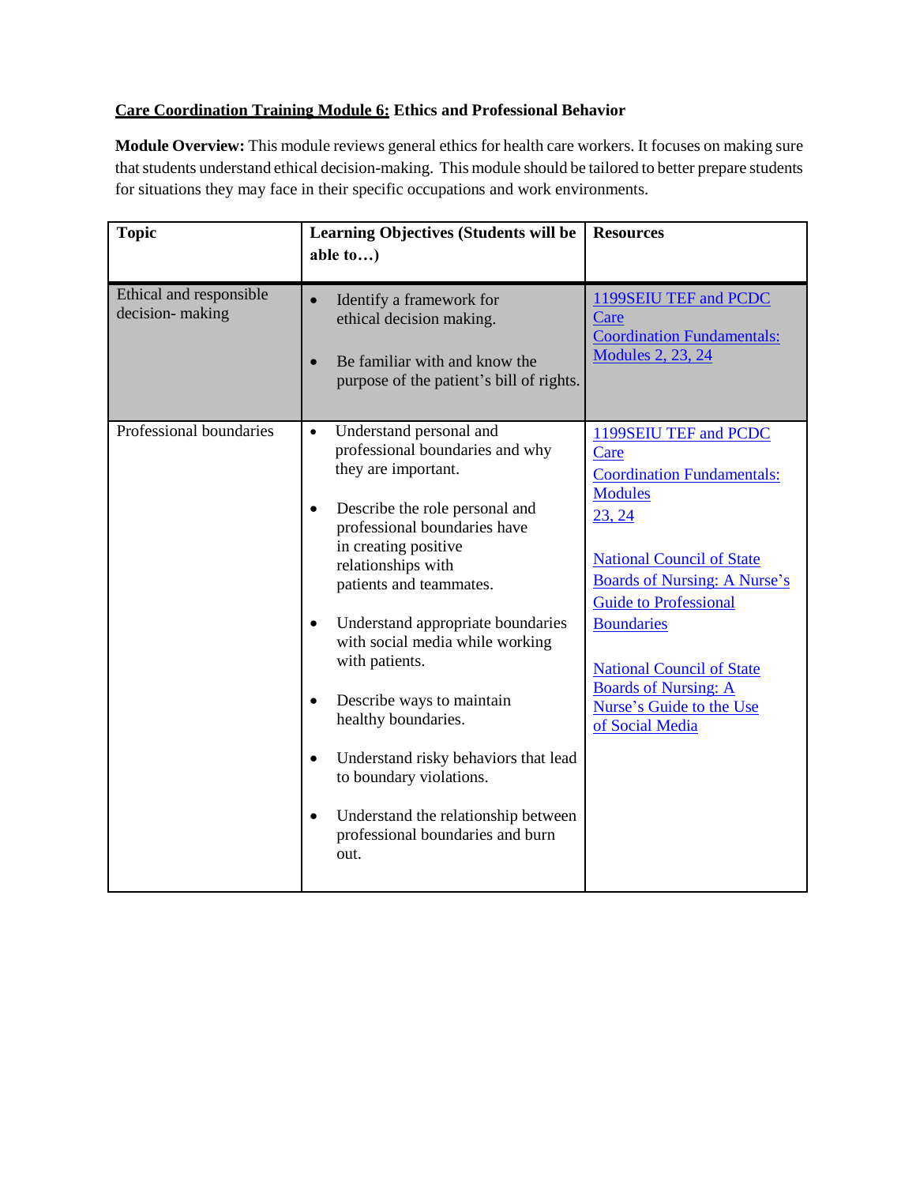**Care Coordination Training Module 6:** **Ethics and Professional Behavior**

**Module Overview:** This module reviews general ethics for health care workers. It focuses on making sure that students understand ethical decision-making. This module should be tailored to better prepare students for situations they may face in their specific occupations and work environments.

| Topic | Learning Objectives (Students will be able to…) | Resources |
|---|---|---|
| Ethical and responsible decision- making | • Identify a framework for ethical decision making.<br><br>• Be familiar with and know the purpose of the patient's bill of rights. | 1199SEIU TEF and PCDC Care Coordination Fundamentals: Modules 2, 23, 24 |
| Professional boundaries | • Understand personal and professional boundaries and why they are important.<br><br>• Describe the role personal and professional boundaries have in creating positive relationships with patients and teammates.<br><br>• Understand appropriate boundaries with social media while working with patients.<br><br>• Describe ways to maintain healthy boundaries.<br><br>• Understand risky behaviors that lead to boundary violations.<br><br>• Understand the relationship between professional boundaries and burn out. | 1199SEIU TEF and PCDC Care Coordination Fundamentals: Modules 23, 24<br><br>National Council of State Boards of Nursing: A Nurse's Guide to Professional Boundaries<br><br>National Council of State Boards of Nursing: A Nurse's Guide to the Use of Social Media |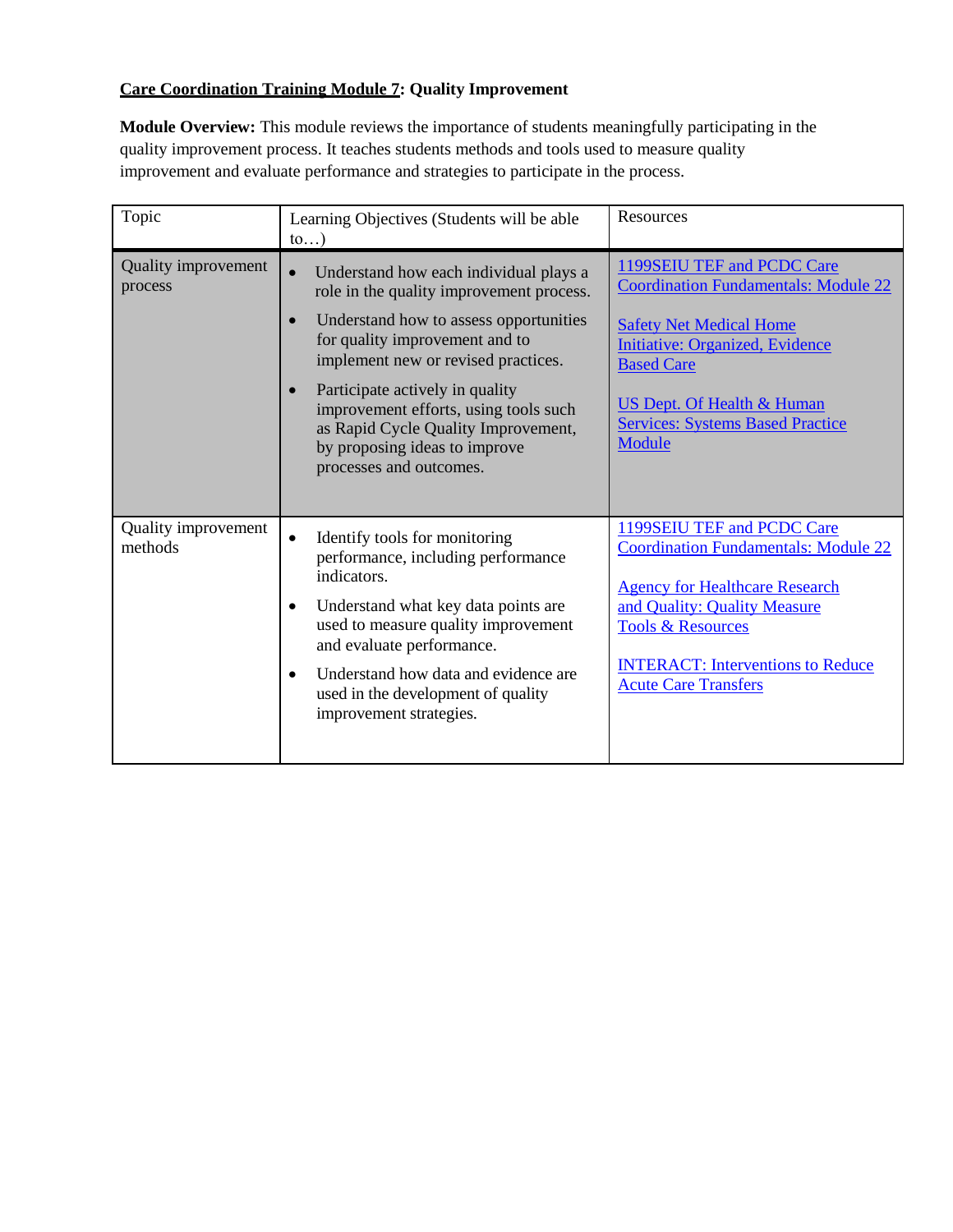**Care Coordination Training Module 7: Quality Improvement**

**Module Overview:** This module reviews the importance of students meaningfully participating in the quality improvement process. It teaches students methods and tools used to measure quality improvement and evaluate performance and strategies to participate in the process.

| Topic | Learning Objectives (Students will be able to…) | Resources |
|---|---|---|
| Quality improvement process | • Understand how each individual plays a role in the quality improvement process.<br>• Understand how to assess opportunities for quality improvement and to implement new or revised practices.<br>• Participate actively in quality improvement efforts, using tools such as Rapid Cycle Quality Improvement, by proposing ideas to improve processes and outcomes. | 1199SEIU TEF and PCDC Care Coordination Fundamentals: Module 22<br><br>Safety Net Medical Home Initiative: Organized, Evidence Based Care<br><br>US Dept. Of Health & Human Services: Systems Based Practice Module |
| Quality improvement methods | • Identify tools for monitoring performance, including performance indicators.<br>• Understand what key data points are used to measure quality improvement and evaluate performance.<br>• Understand how data and evidence are used in the development of quality improvement strategies. | 1199SEIU TEF and PCDC Care Coordination Fundamentals: Module 22<br><br>Agency for Healthcare Research and Quality: Quality Measure Tools & Resources<br><br>INTERACT: Interventions to Reduce Acute Care Transfers |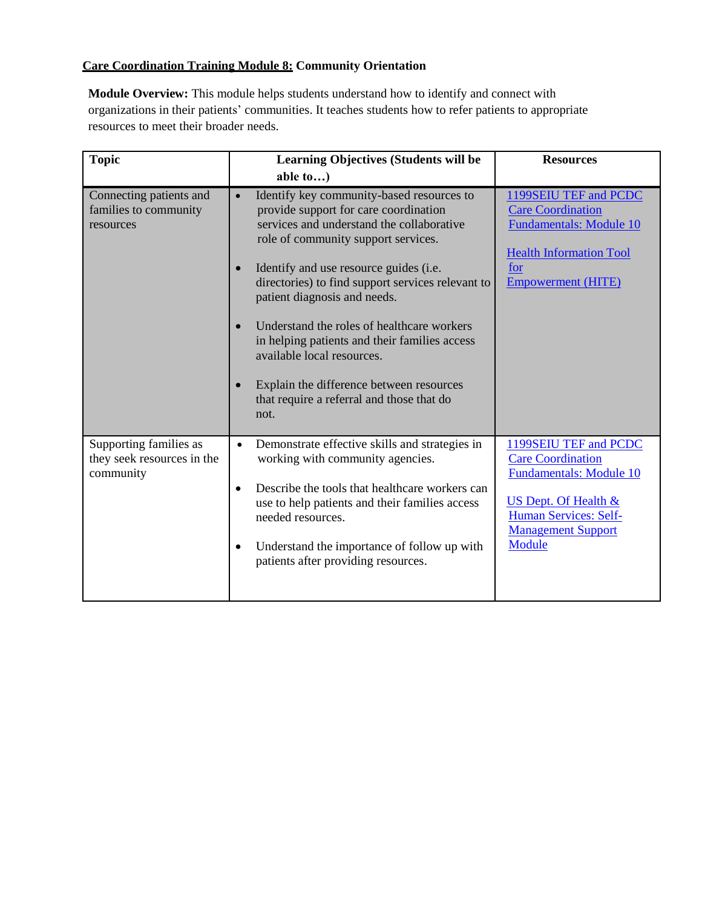**Care Coordination Training Module 8: Community Orientation**

**Module Overview:** This module helps students understand how to identify and connect with organizations in their patients' communities. It teaches students how to refer patients to appropriate resources to meet their broader needs.

| Topic | Learning Objectives (Students will be able to…) | Resources |
|---|---|---|
| Connecting patients and families to community resources | • Identify key community-based resources to provide support for care coordination services and understand the collaborative role of community support services.<br><br>• Identify and use resource guides (i.e. directories) to find support services relevant to patient diagnosis and needs.<br><br>• Understand the roles of healthcare workers in helping patients and their families access available local resources.<br><br>• Explain the difference between resources that require a referral and those that do not. | 1199SEIU TEF and PCDC Care Coordination Fundamentals: Module 10<br><br>Health Information Tool for Empowerment (HITE) |
| Supporting families as they seek resources in the community | • Demonstrate effective skills and strategies in working with community agencies.<br><br>• Describe the tools that healthcare workers can use to help patients and their families access needed resources.<br><br>• Understand the importance of follow up with patients after providing resources. | 1199SEIU TEF and PCDC Care Coordination Fundamentals: Module 10<br><br>US Dept. Of Health & Human Services: Self-Management Support Module |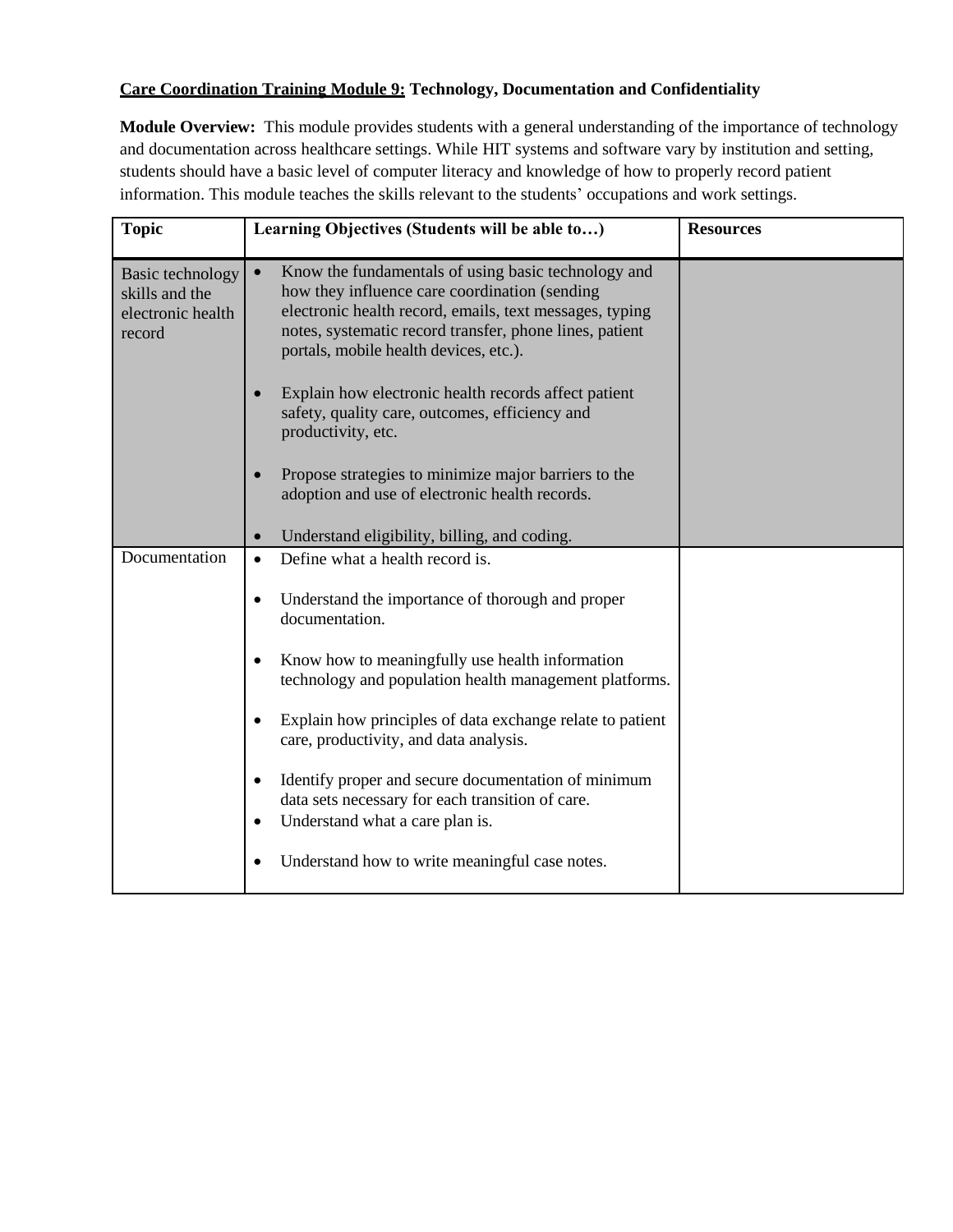**<u>Care Coordination Training Module 9:</u> Technology, Documentation and Confidentiality**

**Module Overview:** This module provides students with a general understanding of the importance of technology and documentation across healthcare settings. While HIT systems and software vary by institution and setting, students should have a basic level of computer literacy and knowledge of how to properly record patient information. This module teaches the skills relevant to the students' occupations and work settings.

| Topic | Learning Objectives (Students will be able to…) | Resources |
|---|---|---|
| Basic technology skills and the electronic health record | • Know the fundamentals of using basic technology and how they influence care coordination (sending electronic health record, emails, text messages, typing notes, systematic record transfer, phone lines, patient portals, mobile health devices, etc.).<br><br>• Explain how electronic health records affect patient safety, quality care, outcomes, efficiency and productivity, etc.<br><br>• Propose strategies to minimize major barriers to the adoption and use of electronic health records.<br><br>• Understand eligibility, billing, and coding. | |
| Documentation | • Define what a health record is.<br><br>• Understand the importance of thorough and proper documentation.<br><br>• Know how to meaningfully use health information technology and population health management platforms.<br><br>• Explain how principles of data exchange relate to patient care, productivity, and data analysis.<br><br>• Identify proper and secure documentation of minimum data sets necessary for each transition of care.<br>• Understand what a care plan is.<br><br>• Understand how to write meaningful case notes. | |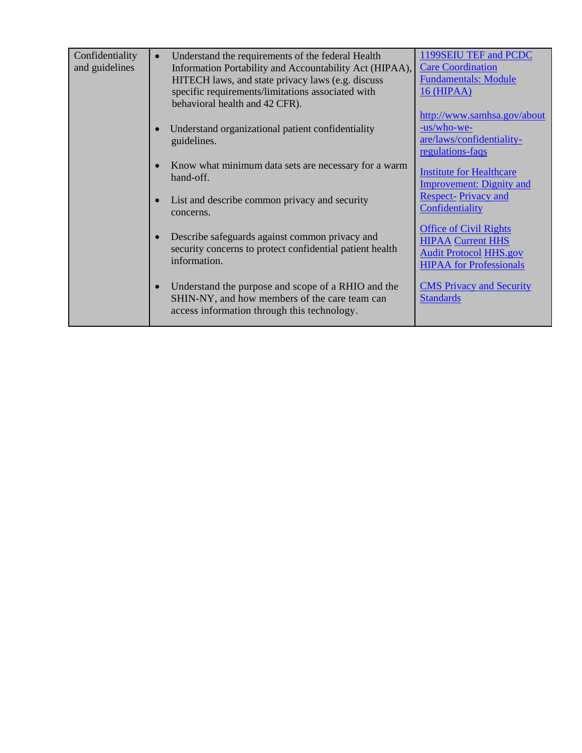| | | |
|---|---|---|
| Confidentiality and guidelines | • Understand the requirements of the federal Health Information Portability and Accountability Act (HIPAA), HITECH laws, and state privacy laws (e.g. discuss specific requirements/limitations associated with behavioral health and 42 CFR).<br><br>• Understand organizational patient confidentiality guidelines.<br><br>• Know what minimum data sets are necessary for a warm hand-off.<br><br>• List and describe common privacy and security concerns.<br><br>• Describe safeguards against common privacy and security concerns to protect confidential patient health information.<br><br>• Understand the purpose and scope of a RHIO and the SHIN-NY, and how members of the care team can access information through this technology. | 1199SEIU TEF and PCDC Care Coordination Fundamentals: Module 16 (HIPAA)<br><br>http://www.samhsa.gov/about-us/who-we-are/laws/confidentiality-regulations-faqs<br><br>Institute for Healthcare Improvement: Dignity and Respect- Privacy and Confidentiality<br><br>Office of Civil Rights HIPAA Current HHS Audit Protocol HHS.gov HIPAA for Professionals<br><br>CMS Privacy and Security Standards |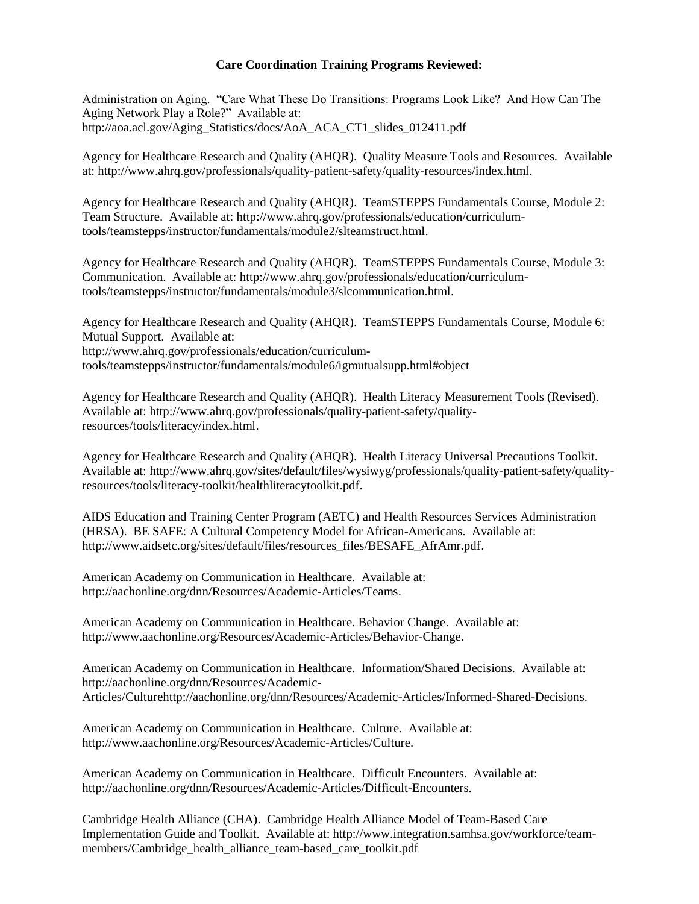**Care Coordination Training Programs Reviewed:**

Administration on Aging. "Care What These Do Transitions: Programs Look Like? And How Can The Aging Network Play a Role?" Available at: http://aoa.acl.gov/Aging_Statistics/docs/AoA_ACA_CT1_slides_012411.pdf

Agency for Healthcare Research and Quality (AHQR). Quality Measure Tools and Resources. Available at: http://www.ahrq.gov/professionals/quality-patient-safety/quality-resources/index.html.

Agency for Healthcare Research and Quality (AHQR). TeamSTEPPS Fundamentals Course, Module 2: Team Structure. Available at: http://www.ahrq.gov/professionals/education/curriculum-tools/teamstepps/instructor/fundamentals/module2/slteamstruct.html.

Agency for Healthcare Research and Quality (AHQR). TeamSTEPPS Fundamentals Course, Module 3: Communication. Available at: http://www.ahrq.gov/professionals/education/curriculum-tools/teamstepps/instructor/fundamentals/module3/slcommunication.html.

Agency for Healthcare Research and Quality (AHQR). TeamSTEPPS Fundamentals Course, Module 6: Mutual Support. Available at: http://www.ahrq.gov/professionals/education/curriculum-tools/teamstepps/instructor/fundamentals/module6/igmutualsupp.html#object

Agency for Healthcare Research and Quality (AHQR). Health Literacy Measurement Tools (Revised). Available at: http://www.ahrq.gov/professionals/quality-patient-safety/quality-resources/tools/literacy/index.html.

Agency for Healthcare Research and Quality (AHQR). Health Literacy Universal Precautions Toolkit. Available at: http://www.ahrq.gov/sites/default/files/wysiwyg/professionals/quality-patient-safety/quality-resources/tools/literacy-toolkit/healthliteracytoolkit.pdf.

AIDS Education and Training Center Program (AETC) and Health Resources Services Administration (HRSA). BE SAFE: A Cultural Competency Model for African-Americans. Available at: http://www.aidsetc.org/sites/default/files/resources_files/BESAFE_AfrAmr.pdf.

American Academy on Communication in Healthcare. Available at: http://aachonline.org/dnn/Resources/Academic-Articles/Teams.

American Academy on Communication in Healthcare. Behavior Change. Available at: http://www.aachonline.org/Resources/Academic-Articles/Behavior-Change.

American Academy on Communication in Healthcare. Information/Shared Decisions. Available at: http://aachonline.org/dnn/Resources/Academic-Articles/Culturehttp://aachonline.org/dnn/Resources/Academic-Articles/Informed-Shared-Decisions.

American Academy on Communication in Healthcare. Culture. Available at: http://www.aachonline.org/Resources/Academic-Articles/Culture.

American Academy on Communication in Healthcare. Difficult Encounters. Available at: http://aachonline.org/dnn/Resources/Academic-Articles/Difficult-Encounters.

Cambridge Health Alliance (CHA). Cambridge Health Alliance Model of Team-Based Care Implementation Guide and Toolkit. Available at: http://www.integration.samhsa.gov/workforce/team-members/Cambridge_health_alliance_team-based_care_toolkit.pdf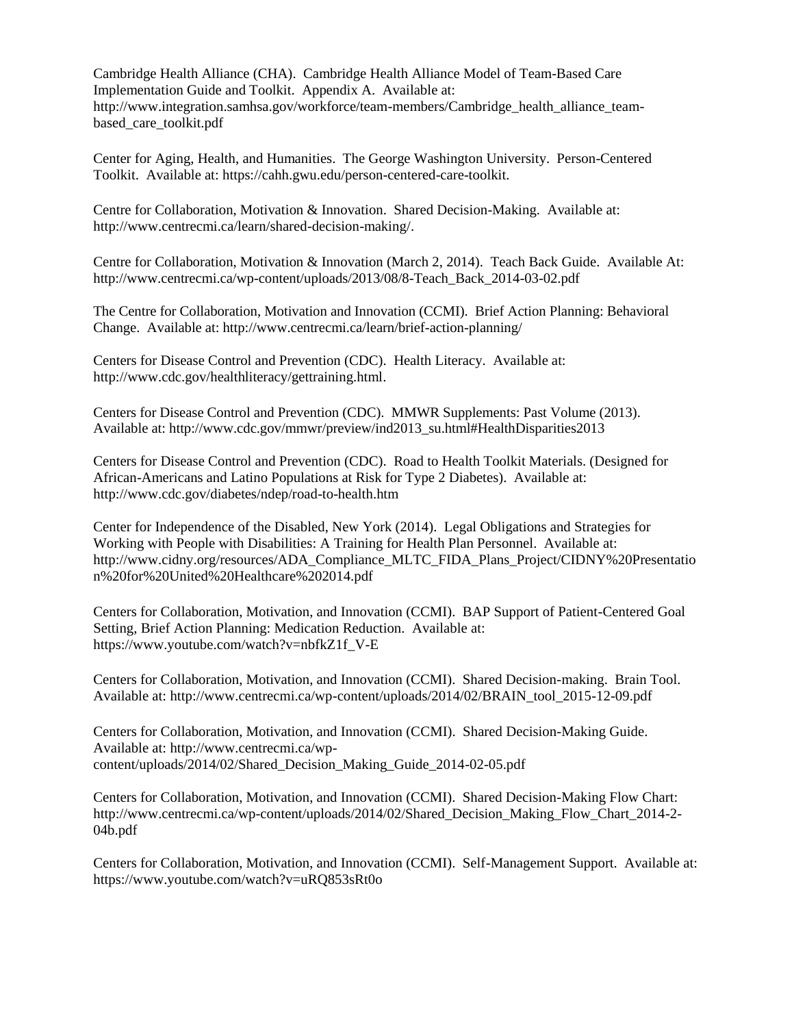Cambridge Health Alliance (CHA). Cambridge Health Alliance Model of Team-Based Care Implementation Guide and Toolkit. Appendix A. Available at: http://www.integration.samhsa.gov/workforce/team-members/Cambridge_health_alliance_team-based_care_toolkit.pdf

Center for Aging, Health, and Humanities. The George Washington University. Person-Centered Toolkit. Available at: https://cahh.gwu.edu/person-centered-care-toolkit.

Centre for Collaboration, Motivation & Innovation. Shared Decision-Making. Available at: http://www.centrecmi.ca/learn/shared-decision-making/.

Centre for Collaboration, Motivation & Innovation (March 2, 2014). Teach Back Guide. Available At: http://www.centrecmi.ca/wp-content/uploads/2013/08/8-Teach_Back_2014-03-02.pdf

The Centre for Collaboration, Motivation and Innovation (CCMI). Brief Action Planning: Behavioral Change. Available at: http://www.centrecmi.ca/learn/brief-action-planning/

Centers for Disease Control and Prevention (CDC). Health Literacy. Available at: http://www.cdc.gov/healthliteracy/gettraining.html.

Centers for Disease Control and Prevention (CDC). MMWR Supplements: Past Volume (2013). Available at: http://www.cdc.gov/mmwr/preview/ind2013_su.html#HealthDisparities2013

Centers for Disease Control and Prevention (CDC). Road to Health Toolkit Materials. (Designed for African-Americans and Latino Populations at Risk for Type 2 Diabetes). Available at: http://www.cdc.gov/diabetes/ndep/road-to-health.htm

Center for Independence of the Disabled, New York (2014). Legal Obligations and Strategies for Working with People with Disabilities: A Training for Health Plan Personnel. Available at: http://www.cidny.org/resources/ADA_Compliance_MLTC_FIDA_Plans_Project/CIDNY%20Presentation%20for%20United%20Healthcare%202014.pdf

Centers for Collaboration, Motivation, and Innovation (CCMI). BAP Support of Patient-Centered Goal Setting, Brief Action Planning: Medication Reduction. Available at: https://www.youtube.com/watch?v=nbfkZ1f_V-E

Centers for Collaboration, Motivation, and Innovation (CCMI). Shared Decision-making. Brain Tool. Available at: http://www.centrecmi.ca/wp-content/uploads/2014/02/BRAIN_tool_2015-12-09.pdf

Centers for Collaboration, Motivation, and Innovation (CCMI). Shared Decision-Making Guide. Available at: http://www.centrecmi.ca/wp-content/uploads/2014/02/Shared_Decision_Making_Guide_2014-02-05.pdf

Centers for Collaboration, Motivation, and Innovation (CCMI). Shared Decision-Making Flow Chart: http://www.centrecmi.ca/wp-content/uploads/2014/02/Shared_Decision_Making_Flow_Chart_2014-2-04b.pdf

Centers for Collaboration, Motivation, and Innovation (CCMI). Self-Management Support. Available at: https://www.youtube.com/watch?v=uRQ853sRt0o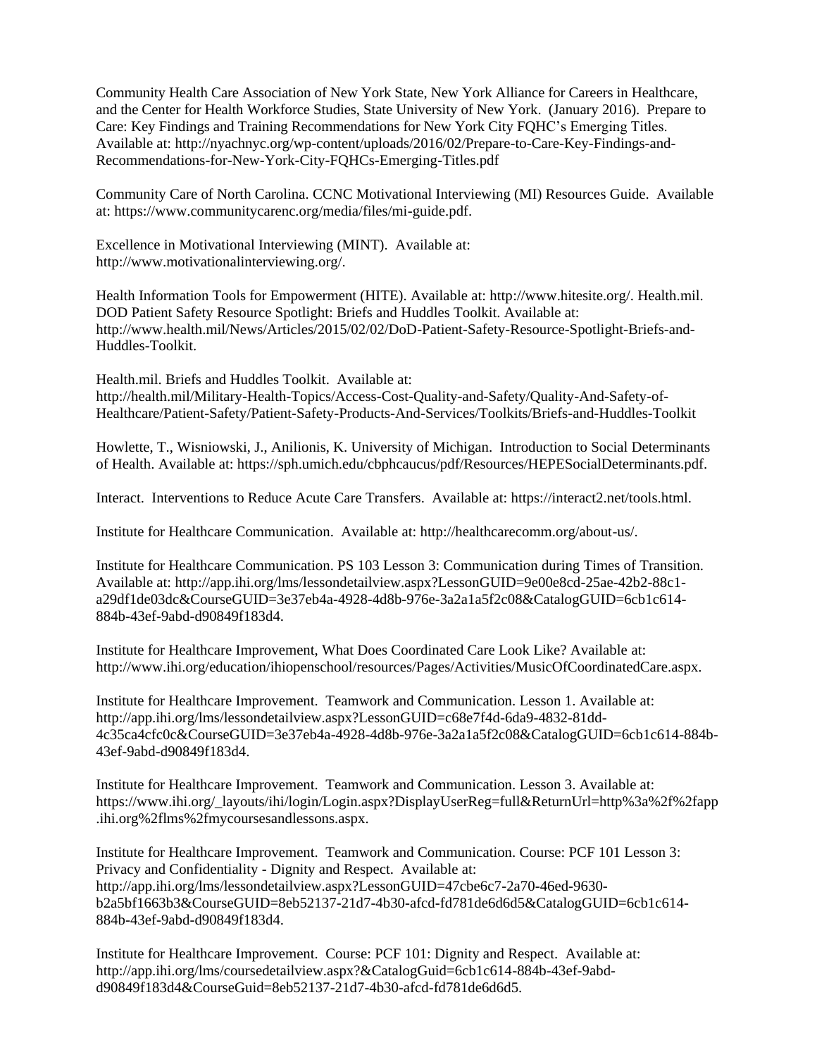Community Health Care Association of New York State, New York Alliance for Careers in Healthcare, and the Center for Health Workforce Studies, State University of New York. (January 2016). Prepare to Care: Key Findings and Training Recommendations for New York City FQHC's Emerging Titles. Available at: http://nyachnyc.org/wp-content/uploads/2016/02/Prepare-to-Care-Key-Findings-and-Recommendations-for-New-York-City-FQHCs-Emerging-Titles.pdf

Community Care of North Carolina. CCNC Motivational Interviewing (MI) Resources Guide. Available at: https://www.communitycarenc.org/media/files/mi-guide.pdf.

Excellence in Motivational Interviewing (MINT). Available at: http://www.motivationalinterviewing.org/.

Health Information Tools for Empowerment (HITE). Available at: http://www.hitesite.org/. Health.mil. DOD Patient Safety Resource Spotlight: Briefs and Huddles Toolkit. Available at: http://www.health.mil/News/Articles/2015/02/02/DoD-Patient-Safety-Resource-Spotlight-Briefs-and-Huddles-Toolkit.

Health.mil. Briefs and Huddles Toolkit. Available at: http://health.mil/Military-Health-Topics/Access-Cost-Quality-and-Safety/Quality-And-Safety-of-Healthcare/Patient-Safety/Patient-Safety-Products-And-Services/Toolkits/Briefs-and-Huddles-Toolkit

Howlette, T., Wisniowski, J., Anilionis, K. University of Michigan. Introduction to Social Determinants of Health. Available at: https://sph.umich.edu/cbphcaucus/pdf/Resources/HEPESocialDeterminants.pdf.

Interact. Interventions to Reduce Acute Care Transfers. Available at: https://interact2.net/tools.html.

Institute for Healthcare Communication. Available at: http://healthcarecomm.org/about-us/.

Institute for Healthcare Communication. PS 103 Lesson 3: Communication during Times of Transition. Available at: http://app.ihi.org/lms/lessondetailview.aspx?LessonGUID=9e00e8cd-25ae-42b2-88c1-a29df1de03dc&CourseGUID=3e37eb4a-4928-4d8b-976e-3a2a1a5f2c08&CatalogGUID=6cb1c614-884b-43ef-9abd-d90849f183d4.

Institute for Healthcare Improvement, What Does Coordinated Care Look Like? Available at: http://www.ihi.org/education/ihiopenschool/resources/Pages/Activities/MusicOfCoordinatedCare.aspx.

Institute for Healthcare Improvement. Teamwork and Communication. Lesson 1. Available at: http://app.ihi.org/lms/lessondetailview.aspx?LessonGUID=c68e7f4d-6da9-4832-81dd-4c35ca4cfc0c&CourseGUID=3e37eb4a-4928-4d8b-976e-3a2a1a5f2c08&CatalogGUID=6cb1c614-884b-43ef-9abd-d90849f183d4.

Institute for Healthcare Improvement. Teamwork and Communication. Lesson 3. Available at: https://www.ihi.org/_layouts/ihi/login/Login.aspx?DisplayUserReg=full&ReturnUrl=http%3a%2f%2fapp.ihi.org%2flms%2fmycoursesandlessons.aspx.

Institute for Healthcare Improvement. Teamwork and Communication. Course: PCF 101 Lesson 3: Privacy and Confidentiality - Dignity and Respect. Available at: http://app.ihi.org/lms/lessondetailview.aspx?LessonGUID=47cbe6c7-2a70-46ed-9630-b2a5bf1663b3&CourseGUID=8eb52137-21d7-4b30-afcd-fd781de6d6d5&CatalogGUID=6cb1c614-884b-43ef-9abd-d90849f183d4.

Institute for Healthcare Improvement. Course: PCF 101: Dignity and Respect. Available at: http://app.ihi.org/lms/coursedetailview.aspx?&CatalogGuid=6cb1c614-884b-43ef-9abd-d90849f183d4&CourseGuid=8eb52137-21d7-4b30-afcd-fd781de6d6d5.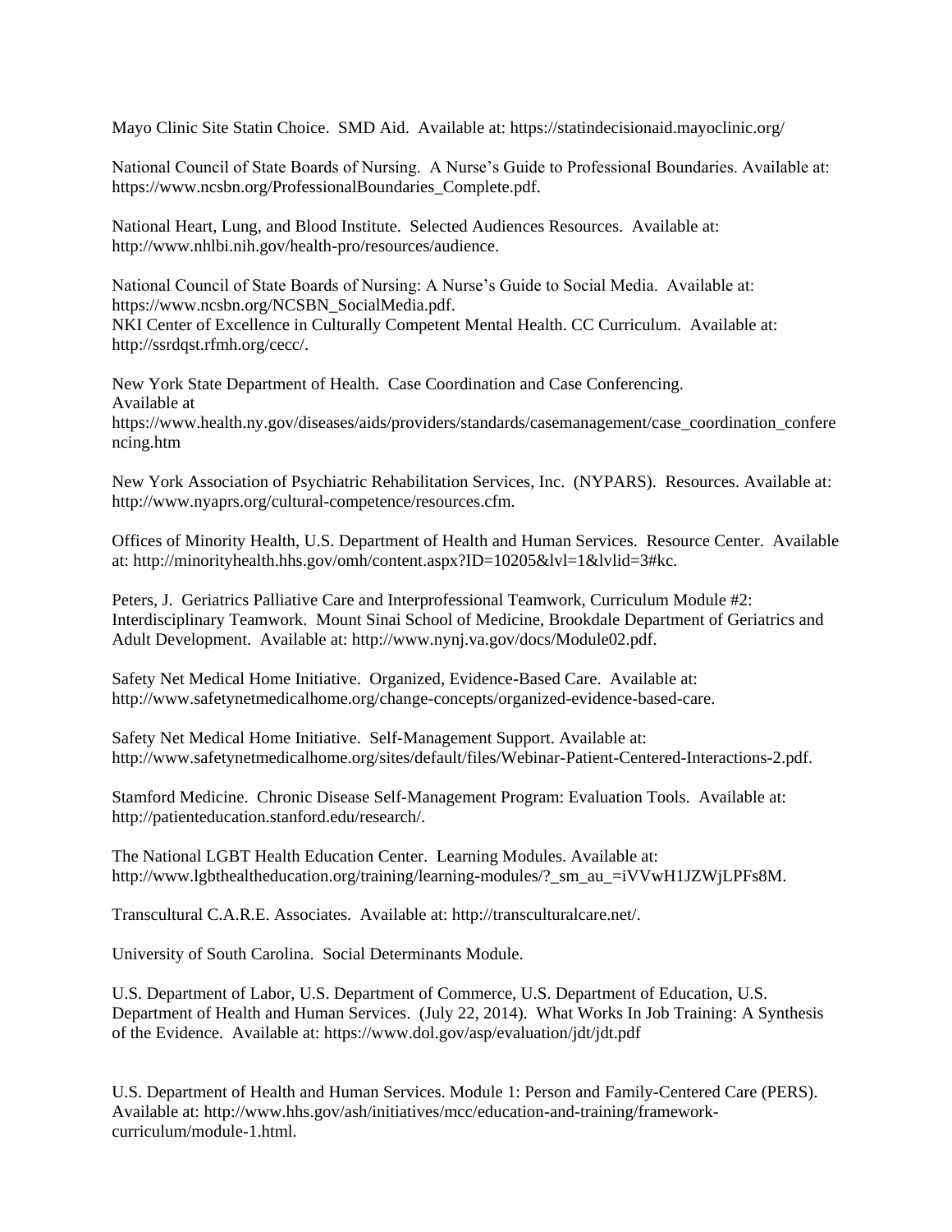Mayo Clinic Site Statin Choice. SMD Aid. Available at: https://statindecisionaid.mayoclinic.org/

National Council of State Boards of Nursing. A Nurse's Guide to Professional Boundaries. Available at: https://www.ncsbn.org/ProfessionalBoundaries_Complete.pdf.

National Heart, Lung, and Blood Institute. Selected Audiences Resources. Available at: http://www.nhlbi.nih.gov/health-pro/resources/audience.

National Council of State Boards of Nursing: A Nurse's Guide to Social Media. Available at: https://www.ncsbn.org/NCSBN_SocialMedia.pdf.
NKI Center of Excellence in Culturally Competent Mental Health. CC Curriculum. Available at: http://ssrdqst.rfmh.org/cecc/.

New York State Department of Health. Case Coordination and Case Conferencing. Available at https://www.health.ny.gov/diseases/aids/providers/standards/casemanagement/case_coordination_conferencing.htm

New York Association of Psychiatric Rehabilitation Services, Inc. (NYPARS). Resources. Available at: http://www.nyaprs.org/cultural-competence/resources.cfm.

Offices of Minority Health, U.S. Department of Health and Human Services. Resource Center. Available at: http://minorityhealth.hhs.gov/omh/content.aspx?ID=10205&lvl=1&lvlid=3#kc.

Peters, J. Geriatrics Palliative Care and Interprofessional Teamwork, Curriculum Module #2: Interdisciplinary Teamwork. Mount Sinai School of Medicine, Brookdale Department of Geriatrics and Adult Development. Available at: http://www.nynj.va.gov/docs/Module02.pdf.

Safety Net Medical Home Initiative. Organized, Evidence-Based Care. Available at: http://www.safetynetmedicalhome.org/change-concepts/organized-evidence-based-care.

Safety Net Medical Home Initiative. Self-Management Support. Available at: http://www.safetynetmedicalhome.org/sites/default/files/Webinar-Patient-Centered-Interactions-2.pdf.

Stamford Medicine. Chronic Disease Self-Management Program: Evaluation Tools. Available at: http://patienteducation.stanford.edu/research/.

The National LGBT Health Education Center. Learning Modules. Available at: http://www.lgbthealtheducation.org/training/learning-modules/?_sm_au_=iVVwH1JZWjLPFs8M.

Transcultural C.A.R.E. Associates. Available at: http://transculturalcare.net/.

University of South Carolina. Social Determinants Module.

U.S. Department of Labor, U.S. Department of Commerce, U.S. Department of Education, U.S. Department of Health and Human Services. (July 22, 2014). What Works In Job Training: A Synthesis of the Evidence. Available at: https://www.dol.gov/asp/evaluation/jdt/jdt.pdf

U.S. Department of Health and Human Services. Module 1: Person and Family-Centered Care (PERS). Available at: http://www.hhs.gov/ash/initiatives/mcc/education-and-training/framework-curriculum/module-1.html.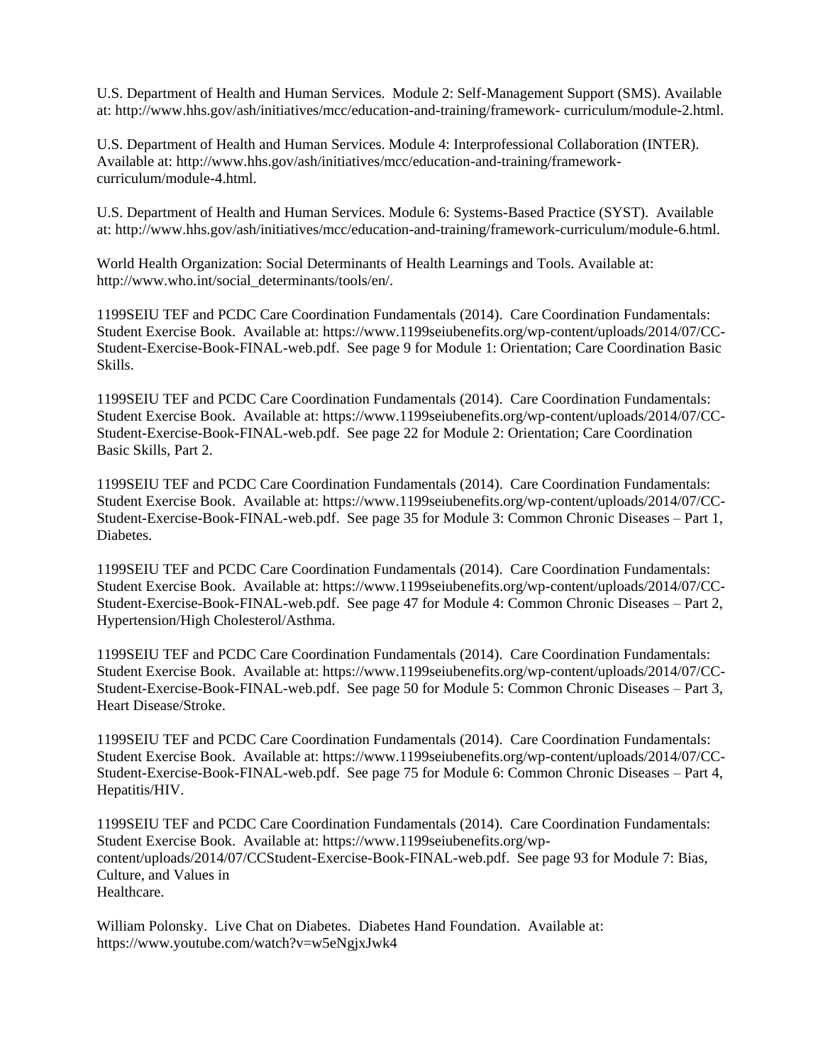U.S. Department of Health and Human Services. Module 2: Self-Management Support (SMS). Available at: http://www.hhs.gov/ash/initiatives/mcc/education-and-training/framework- curriculum/module-2.html.

U.S. Department of Health and Human Services. Module 4: Interprofessional Collaboration (INTER). Available at: http://www.hhs.gov/ash/initiatives/mcc/education-and-training/framework-curriculum/module-4.html.

U.S. Department of Health and Human Services. Module 6: Systems-Based Practice (SYST). Available at: http://www.hhs.gov/ash/initiatives/mcc/education-and-training/framework-curriculum/module-6.html.

World Health Organization: Social Determinants of Health Learnings and Tools. Available at: http://www.who.int/social_determinants/tools/en/.

1199SEIU TEF and PCDC Care Coordination Fundamentals (2014). Care Coordination Fundamentals: Student Exercise Book. Available at: https://www.1199seiubenefits.org/wp-content/uploads/2014/07/CC-Student-Exercise-Book-FINAL-web.pdf. See page 9 for Module 1: Orientation; Care Coordination Basic Skills.

1199SEIU TEF and PCDC Care Coordination Fundamentals (2014). Care Coordination Fundamentals: Student Exercise Book. Available at: https://www.1199seiubenefits.org/wp-content/uploads/2014/07/CC-Student-Exercise-Book-FINAL-web.pdf. See page 22 for Module 2: Orientation; Care Coordination Basic Skills, Part 2.

1199SEIU TEF and PCDC Care Coordination Fundamentals (2014). Care Coordination Fundamentals: Student Exercise Book. Available at: https://www.1199seiubenefits.org/wp-content/uploads/2014/07/CC-Student-Exercise-Book-FINAL-web.pdf. See page 35 for Module 3: Common Chronic Diseases – Part 1, Diabetes.

1199SEIU TEF and PCDC Care Coordination Fundamentals (2014). Care Coordination Fundamentals: Student Exercise Book. Available at: https://www.1199seiubenefits.org/wp-content/uploads/2014/07/CC-Student-Exercise-Book-FINAL-web.pdf. See page 47 for Module 4: Common Chronic Diseases – Part 2, Hypertension/High Cholesterol/Asthma.

1199SEIU TEF and PCDC Care Coordination Fundamentals (2014). Care Coordination Fundamentals: Student Exercise Book. Available at: https://www.1199seiubenefits.org/wp-content/uploads/2014/07/CC-Student-Exercise-Book-FINAL-web.pdf. See page 50 for Module 5: Common Chronic Diseases – Part 3, Heart Disease/Stroke.

1199SEIU TEF and PCDC Care Coordination Fundamentals (2014). Care Coordination Fundamentals: Student Exercise Book. Available at: https://www.1199seiubenefits.org/wp-content/uploads/2014/07/CC-Student-Exercise-Book-FINAL-web.pdf. See page 75 for Module 6: Common Chronic Diseases – Part 4, Hepatitis/HIV.

1199SEIU TEF and PCDC Care Coordination Fundamentals (2014). Care Coordination Fundamentals: Student Exercise Book. Available at: https://www.1199seiubenefits.org/wp-content/uploads/2014/07/CCStudent-Exercise-Book-FINAL-web.pdf. See page 93 for Module 7: Bias, Culture, and Values in Healthcare.

William Polonsky. Live Chat on Diabetes. Diabetes Hand Foundation. Available at: https://www.youtube.com/watch?v=w5eNgjxJwk4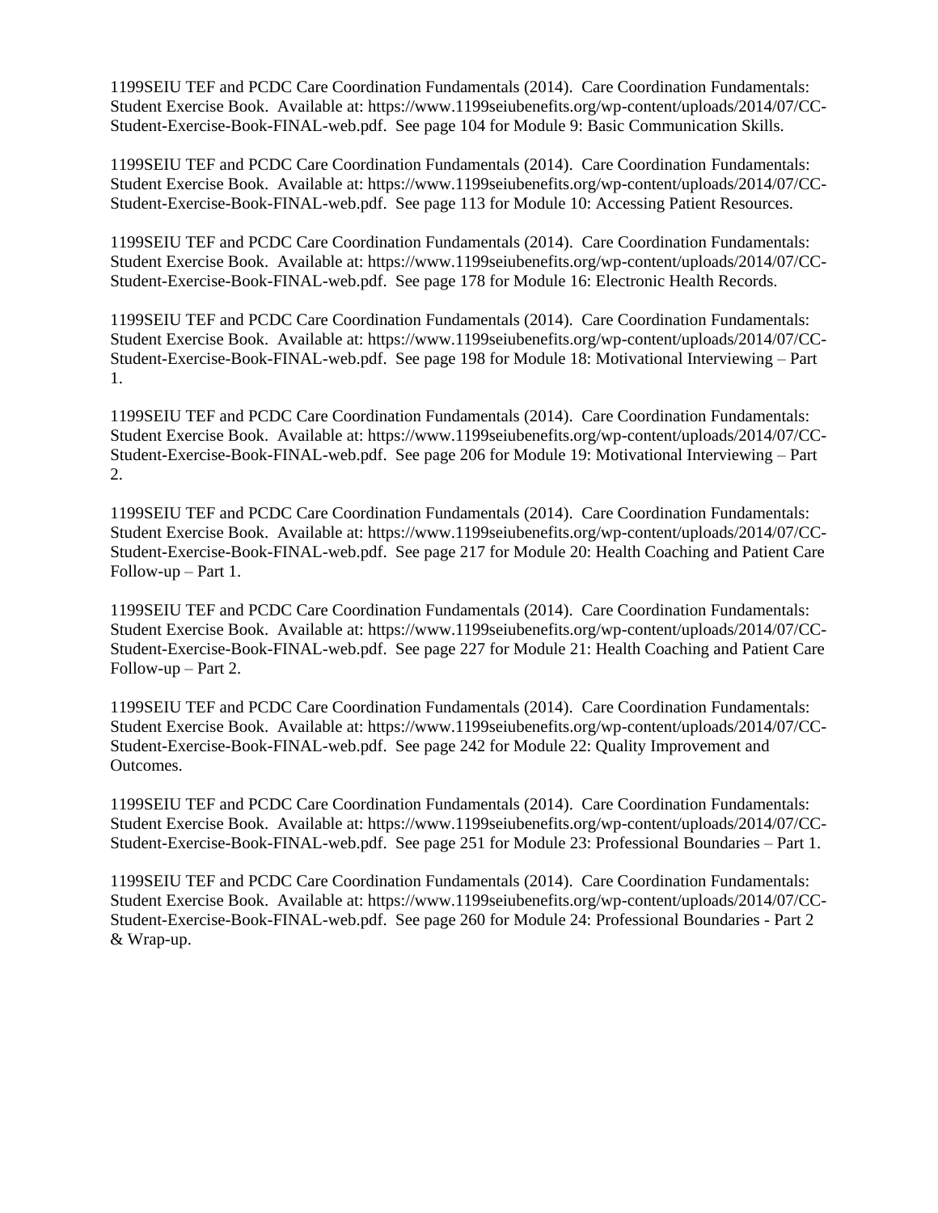1199SEIU TEF and PCDC Care Coordination Fundamentals (2014). Care Coordination Fundamentals: Student Exercise Book. Available at: https://www.1199seiubenefits.org/wp-content/uploads/2014/07/CC-Student-Exercise-Book-FINAL-web.pdf. See page 104 for Module 9: Basic Communication Skills.

1199SEIU TEF and PCDC Care Coordination Fundamentals (2014). Care Coordination Fundamentals: Student Exercise Book. Available at: https://www.1199seiubenefits.org/wp-content/uploads/2014/07/CC-Student-Exercise-Book-FINAL-web.pdf. See page 113 for Module 10: Accessing Patient Resources.

1199SEIU TEF and PCDC Care Coordination Fundamentals (2014). Care Coordination Fundamentals: Student Exercise Book. Available at: https://www.1199seiubenefits.org/wp-content/uploads/2014/07/CC-Student-Exercise-Book-FINAL-web.pdf. See page 178 for Module 16: Electronic Health Records.

1199SEIU TEF and PCDC Care Coordination Fundamentals (2014). Care Coordination Fundamentals: Student Exercise Book. Available at: https://www.1199seiubenefits.org/wp-content/uploads/2014/07/CC-Student-Exercise-Book-FINAL-web.pdf. See page 198 for Module 18: Motivational Interviewing – Part 1.

1199SEIU TEF and PCDC Care Coordination Fundamentals (2014). Care Coordination Fundamentals: Student Exercise Book. Available at: https://www.1199seiubenefits.org/wp-content/uploads/2014/07/CC-Student-Exercise-Book-FINAL-web.pdf. See page 206 for Module 19: Motivational Interviewing – Part 2.

1199SEIU TEF and PCDC Care Coordination Fundamentals (2014). Care Coordination Fundamentals: Student Exercise Book. Available at: https://www.1199seiubenefits.org/wp-content/uploads/2014/07/CC-Student-Exercise-Book-FINAL-web.pdf. See page 217 for Module 20: Health Coaching and Patient Care Follow-up – Part 1.

1199SEIU TEF and PCDC Care Coordination Fundamentals (2014). Care Coordination Fundamentals: Student Exercise Book. Available at: https://www.1199seiubenefits.org/wp-content/uploads/2014/07/CC-Student-Exercise-Book-FINAL-web.pdf. See page 227 for Module 21: Health Coaching and Patient Care Follow-up – Part 2.

1199SEIU TEF and PCDC Care Coordination Fundamentals (2014). Care Coordination Fundamentals: Student Exercise Book. Available at: https://www.1199seiubenefits.org/wp-content/uploads/2014/07/CC-Student-Exercise-Book-FINAL-web.pdf. See page 242 for Module 22: Quality Improvement and Outcomes.

1199SEIU TEF and PCDC Care Coordination Fundamentals (2014). Care Coordination Fundamentals: Student Exercise Book. Available at: https://www.1199seiubenefits.org/wp-content/uploads/2014/07/CC-Student-Exercise-Book-FINAL-web.pdf. See page 251 for Module 23: Professional Boundaries – Part 1.

1199SEIU TEF and PCDC Care Coordination Fundamentals (2014). Care Coordination Fundamentals: Student Exercise Book. Available at: https://www.1199seiubenefits.org/wp-content/uploads/2014/07/CC-Student-Exercise-Book-FINAL-web.pdf. See page 260 for Module 24: Professional Boundaries - Part 2 & Wrap-up.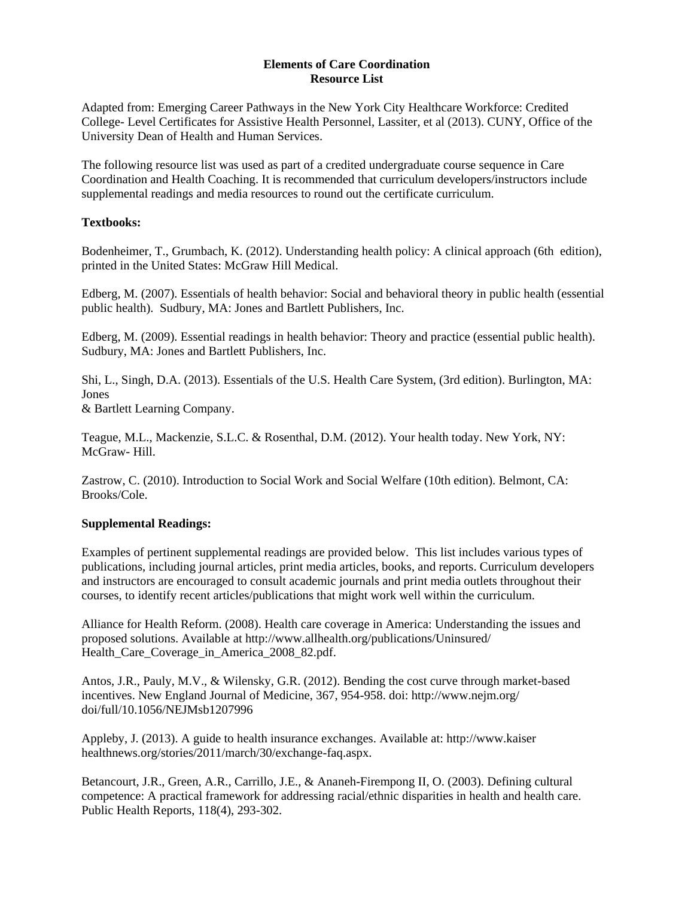**Elements of Care Coordination**
**Resource List**

Adapted from: Emerging Career Pathways in the New York City Healthcare Workforce: Credited College- Level Certificates for Assistive Health Personnel, Lassiter, et al (2013). CUNY, Office of the University Dean of Health and Human Services.

The following resource list was used as part of a credited undergraduate course sequence in Care Coordination and Health Coaching. It is recommended that curriculum developers/instructors include supplemental readings and media resources to round out the certificate curriculum.

**Textbooks:**

Bodenheimer, T., Grumbach, K. (2012). Understanding health policy: A clinical approach (6th edition), printed in the United States: McGraw Hill Medical.

Edberg, M. (2007). Essentials of health behavior: Social and behavioral theory in public health (essential public health). Sudbury, MA: Jones and Bartlett Publishers, Inc.

Edberg, M. (2009). Essential readings in health behavior: Theory and practice (essential public health). Sudbury, MA: Jones and Bartlett Publishers, Inc.

Shi, L., Singh, D.A. (2013). Essentials of the U.S. Health Care System, (3rd edition). Burlington, MA: Jones
& Bartlett Learning Company.

Teague, M.L., Mackenzie, S.L.C. & Rosenthal, D.M. (2012). Your health today. New York, NY: McGraw- Hill.

Zastrow, C. (2010). Introduction to Social Work and Social Welfare (10th edition). Belmont, CA: Brooks/Cole.

**Supplemental Readings:**

Examples of pertinent supplemental readings are provided below. This list includes various types of publications, including journal articles, print media articles, books, and reports. Curriculum developers and instructors are encouraged to consult academic journals and print media outlets throughout their courses, to identify recent articles/publications that might work well within the curriculum.

Alliance for Health Reform. (2008). Health care coverage in America: Understanding the issues and proposed solutions. Available at http://www.allhealth.org/publications/Uninsured/Health_Care_Coverage_in_America_2008_82.pdf.

Antos, J.R., Pauly, M.V., & Wilensky, G.R. (2012). Bending the cost curve through market-based incentives. New England Journal of Medicine, 367, 954-958. doi: http://www.nejm.org/doi/full/10.1056/NEJMsb1207996

Appleby, J. (2013). A guide to health insurance exchanges. Available at: http://www.kaiser healthnews.org/stories/2011/march/30/exchange-faq.aspx.

Betancourt, J.R., Green, A.R., Carrillo, J.E., & Ananeh-Firempong II, O. (2003). Defining cultural competence: A practical framework for addressing racial/ethnic disparities in health and health care. Public Health Reports, 118(4), 293-302.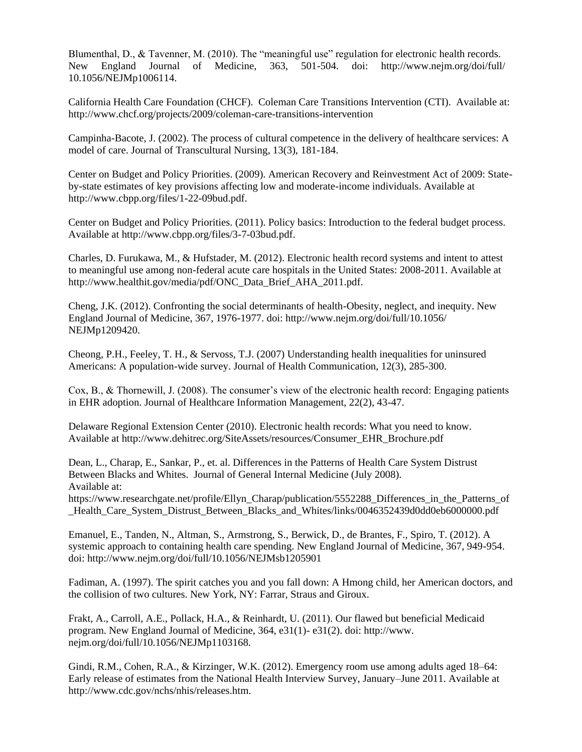Blumenthal, D., & Tavenner, M. (2010). The "meaningful use" regulation for electronic health records. New England Journal of Medicine, 363, 501-504. doi: http://www.nejm.org/doi/full/ 10.1056/NEJMp1006114.

California Health Care Foundation (CHCF). Coleman Care Transitions Intervention (CTI). Available at: http://www.chcf.org/projects/2009/coleman-care-transitions-intervention

Campinha-Bacote, J. (2002). The process of cultural competence in the delivery of healthcare services: A model of care. Journal of Transcultural Nursing, 13(3), 181-184.

Center on Budget and Policy Priorities. (2009). American Recovery and Reinvestment Act of 2009: State-by-state estimates of key provisions affecting low and moderate-income individuals. Available at http://www.cbpp.org/files/1-22-09bud.pdf.

Center on Budget and Policy Priorities. (2011). Policy basics: Introduction to the federal budget process. Available at http://www.cbpp.org/files/3-7-03bud.pdf.

Charles, D. Furukawa, M., & Hufstader, M. (2012). Electronic health record systems and intent to attest to meaningful use among non-federal acute care hospitals in the United States: 2008-2011. Available at http://www.healthit.gov/media/pdf/ONC_Data_Brief_AHA_2011.pdf.

Cheng, J.K. (2012). Confronting the social determinants of health-Obesity, neglect, and inequity. New England Journal of Medicine, 367, 1976-1977. doi: http://www.nejm.org/doi/full/10.1056/ NEJMp1209420.

Cheong, P.H., Feeley, T. H., & Servoss, T.J. (2007) Understanding health inequalities for uninsured Americans: A population-wide survey. Journal of Health Communication, 12(3), 285-300.

Cox, B., & Thornewill, J. (2008). The consumer's view of the electronic health record: Engaging patients in EHR adoption. Journal of Healthcare Information Management, 22(2), 43-47.

Delaware Regional Extension Center (2010). Electronic health records: What you need to know. Available at http://www.dehitrec.org/SiteAssets/resources/Consumer_EHR_Brochure.pdf

Dean, L., Charap, E., Sankar, P., et. al. Differences in the Patterns of Health Care System Distrust Between Blacks and Whites. Journal of General Internal Medicine (July 2008).
Available at:
https://www.researchgate.net/profile/Ellyn_Charap/publication/5552288_Differences_in_the_Patterns_of_Health_Care_System_Distrust_Between_Blacks_and_Whites/links/0046352439d0dd0eb6000000.pdf

Emanuel, E., Tanden, N., Altman, S., Armstrong, S., Berwick, D., de Brantes, F., Spiro, T. (2012). A systemic approach to containing health care spending. New England Journal of Medicine, 367, 949-954. doi: http://www.nejm.org/doi/full/10.1056/NEJMsb1205901

Fadiman, A. (1997). The spirit catches you and you fall down: A Hmong child, her American doctors, and the collision of two cultures. New York, NY: Farrar, Straus and Giroux.

Frakt, A., Carroll, A.E., Pollack, H.A., & Reinhardt, U. (2011). Our flawed but beneficial Medicaid program. New England Journal of Medicine, 364, e31(1)- e31(2). doi: http://www. nejm.org/doi/full/10.1056/NEJMp1103168.

Gindi, R.M., Cohen, R.A., & Kirzinger, W.K. (2012). Emergency room use among adults aged 18–64: Early release of estimates from the National Health Interview Survey, January–June 2011. Available at http://www.cdc.gov/nchs/nhis/releases.htm.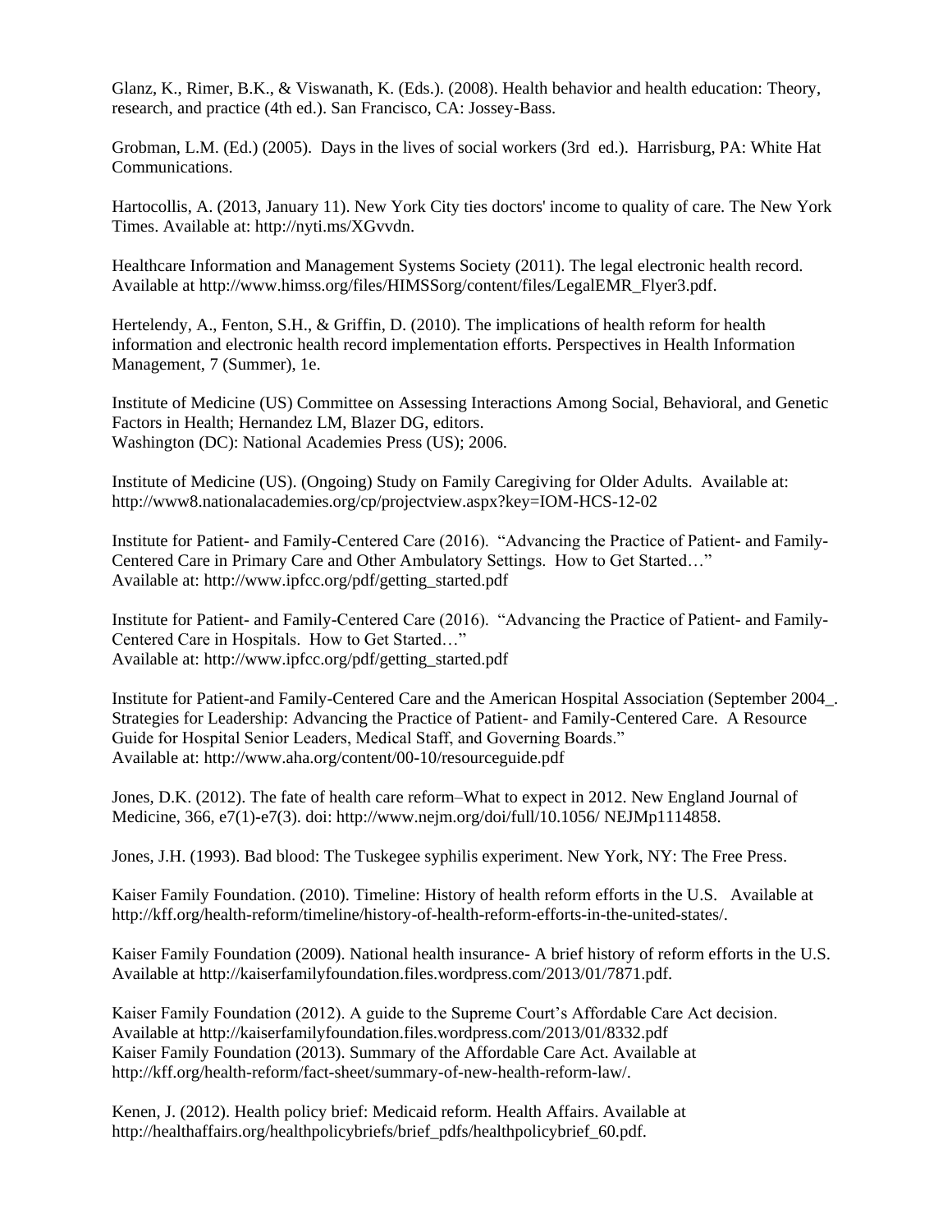Glanz, K., Rimer, B.K., & Viswanath, K. (Eds.). (2008). Health behavior and health education: Theory, research, and practice (4th ed.). San Francisco, CA: Jossey-Bass.

Grobman, L.M. (Ed.) (2005). Days in the lives of social workers (3rd ed.). Harrisburg, PA: White Hat Communications.

Hartocollis, A. (2013, January 11). New York City ties doctors' income to quality of care. The New York Times. Available at: http://nyti.ms/XGvvdn.

Healthcare Information and Management Systems Society (2011). The legal electronic health record. Available at http://www.himss.org/files/HIMSSorg/content/files/LegalEMR_Flyer3.pdf.

Hertelendy, A., Fenton, S.H., & Griffin, D. (2010). The implications of health reform for health information and electronic health record implementation efforts. Perspectives in Health Information Management, 7 (Summer), 1e.

Institute of Medicine (US) Committee on Assessing Interactions Among Social, Behavioral, and Genetic Factors in Health; Hernandez LM, Blazer DG, editors.
Washington (DC): National Academies Press (US); 2006.

Institute of Medicine (US). (Ongoing) Study on Family Caregiving for Older Adults. Available at: http://www8.nationalacademies.org/cp/projectview.aspx?key=IOM-HCS-12-02

Institute for Patient- and Family-Centered Care (2016). "Advancing the Practice of Patient- and Family-Centered Care in Primary Care and Other Ambulatory Settings. How to Get Started…"
Available at: http://www.ipfcc.org/pdf/getting_started.pdf

Institute for Patient- and Family-Centered Care (2016). "Advancing the Practice of Patient- and Family-Centered Care in Hospitals. How to Get Started…"
Available at: http://www.ipfcc.org/pdf/getting_started.pdf

Institute for Patient-and Family-Centered Care and the American Hospital Association (September 2004_. Strategies for Leadership: Advancing the Practice of Patient- and Family-Centered Care. A Resource Guide for Hospital Senior Leaders, Medical Staff, and Governing Boards."
Available at: http://www.aha.org/content/00-10/resourceguide.pdf

Jones, D.K. (2012). The fate of health care reform–What to expect in 2012. New England Journal of Medicine, 366, e7(1)-e7(3). doi: http://www.nejm.org/doi/full/10.1056/ NEJMp1114858.

Jones, J.H. (1993). Bad blood: The Tuskegee syphilis experiment. New York, NY: The Free Press.

Kaiser Family Foundation. (2010). Timeline: History of health reform efforts in the U.S. Available at http://kff.org/health-reform/timeline/history-of-health-reform-efforts-in-the-united-states/.

Kaiser Family Foundation (2009). National health insurance- A brief history of reform efforts in the U.S. Available at http://kaiserfamilyfoundation.files.wordpress.com/2013/01/7871.pdf.

Kaiser Family Foundation (2012). A guide to the Supreme Court's Affordable Care Act decision. Available at http://kaiserfamilyfoundation.files.wordpress.com/2013/01/8332.pdf
Kaiser Family Foundation (2013). Summary of the Affordable Care Act. Available at http://kff.org/health-reform/fact-sheet/summary-of-new-health-reform-law/.

Kenen, J. (2012). Health policy brief: Medicaid reform. Health Affairs. Available at http://healthaffairs.org/healthpolicybriefs/brief_pdfs/healthpolicybrief_60.pdf.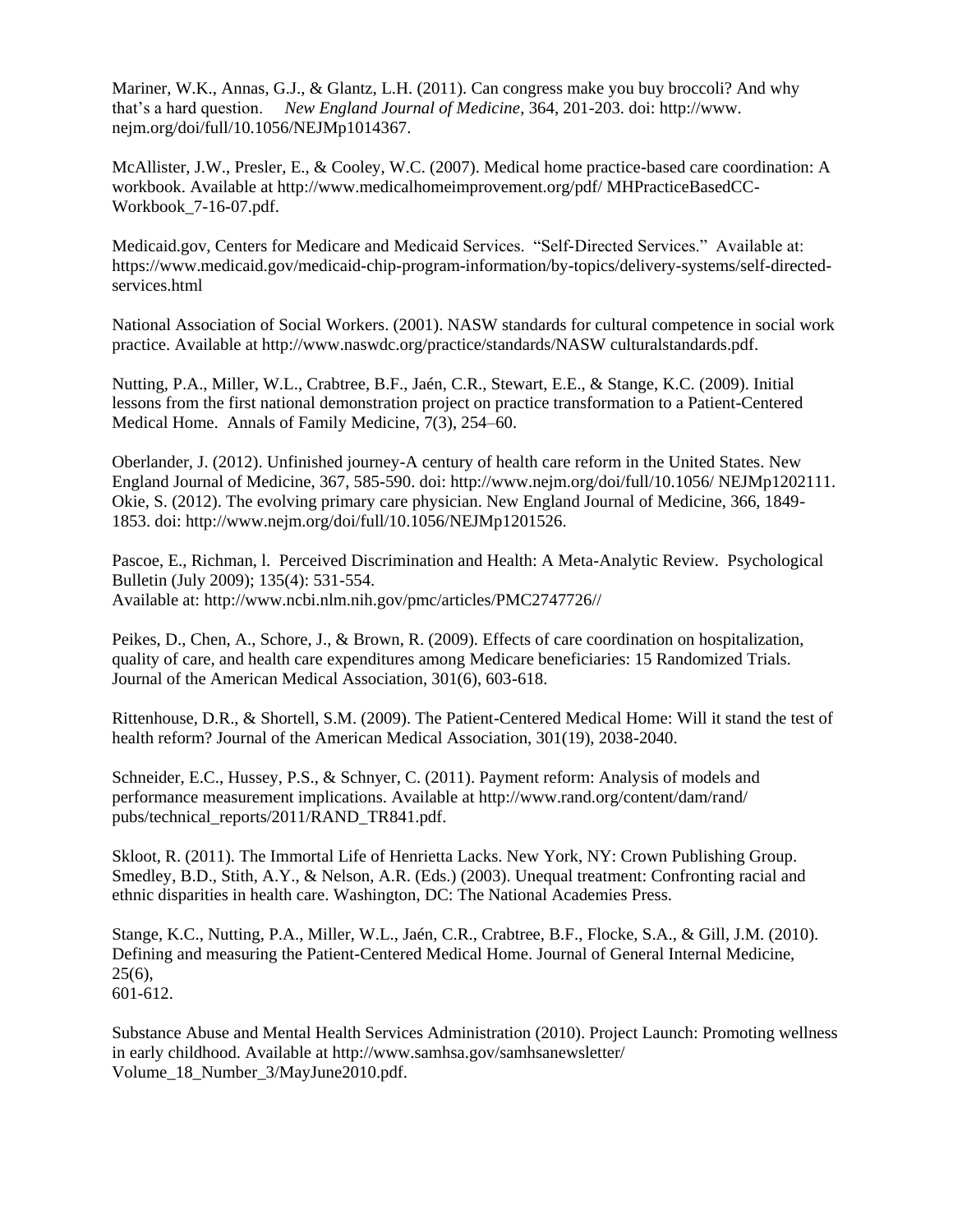Mariner, W.K., Annas, G.J., & Glantz, L.H. (2011). Can congress make you buy broccoli? And why that's a hard question. *New England Journal of Medicine*, 364, 201-203. doi: http://www.nejm.org/doi/full/10.1056/NEJMp1014367.

McAllister, J.W., Presler, E., & Cooley, W.C. (2007). Medical home practice-based care coordination: A workbook. Available at http://www.medicalhomeimprovement.org/pdf/ MHPracticeBasedCC-Workbook_7-16-07.pdf.

Medicaid.gov, Centers for Medicare and Medicaid Services. "Self-Directed Services." Available at: https://www.medicaid.gov/medicaid-chip-program-information/by-topics/delivery-systems/self-directed-services.html

National Association of Social Workers. (2001). NASW standards for cultural competence in social work practice. Available at http://www.naswdc.org/practice/standards/NASW culturalstandards.pdf.

Nutting, P.A., Miller, W.L., Crabtree, B.F., Jaén, C.R., Stewart, E.E., & Stange, K.C. (2009). Initial lessons from the first national demonstration project on practice transformation to a Patient-Centered Medical Home. Annals of Family Medicine, 7(3), 254–60.

Oberlander, J. (2012). Unfinished journey-A century of health care reform in the United States. New England Journal of Medicine, 367, 585-590. doi: http://www.nejm.org/doi/full/10.1056/ NEJMp1202111.
Okie, S. (2012). The evolving primary care physician. New England Journal of Medicine, 366, 1849-1853. doi: http://www.nejm.org/doi/full/10.1056/NEJMp1201526.

Pascoe, E., Richman, l. Perceived Discrimination and Health: A Meta-Analytic Review. Psychological Bulletin (July 2009); 135(4): 531-554.
Available at: http://www.ncbi.nlm.nih.gov/pmc/articles/PMC2747726//

Peikes, D., Chen, A., Schore, J., & Brown, R. (2009). Effects of care coordination on hospitalization, quality of care, and health care expenditures among Medicare beneficiaries: 15 Randomized Trials. Journal of the American Medical Association, 301(6), 603-618.

Rittenhouse, D.R., & Shortell, S.M. (2009). The Patient-Centered Medical Home: Will it stand the test of health reform? Journal of the American Medical Association, 301(19), 2038-2040.

Schneider, E.C., Hussey, P.S., & Schnyer, C. (2011). Payment reform: Analysis of models and performance measurement implications. Available at http://www.rand.org/content/dam/rand/ pubs/technical_reports/2011/RAND_TR841.pdf.

Skloot, R. (2011). The Immortal Life of Henrietta Lacks. New York, NY: Crown Publishing Group.
Smedley, B.D., Stith, A.Y., & Nelson, A.R. (Eds.) (2003). Unequal treatment: Confronting racial and ethnic disparities in health care. Washington, DC: The National Academies Press.

Stange, K.C., Nutting, P.A., Miller, W.L., Jaén, C.R., Crabtree, B.F., Flocke, S.A., & Gill, J.M. (2010). Defining and measuring the Patient-Centered Medical Home. Journal of General Internal Medicine, 25(6),
601-612.

Substance Abuse and Mental Health Services Administration (2010). Project Launch: Promoting wellness in early childhood. Available at http://www.samhsa.gov/samhsanewsletter/ Volume_18_Number_3/MayJune2010.pdf.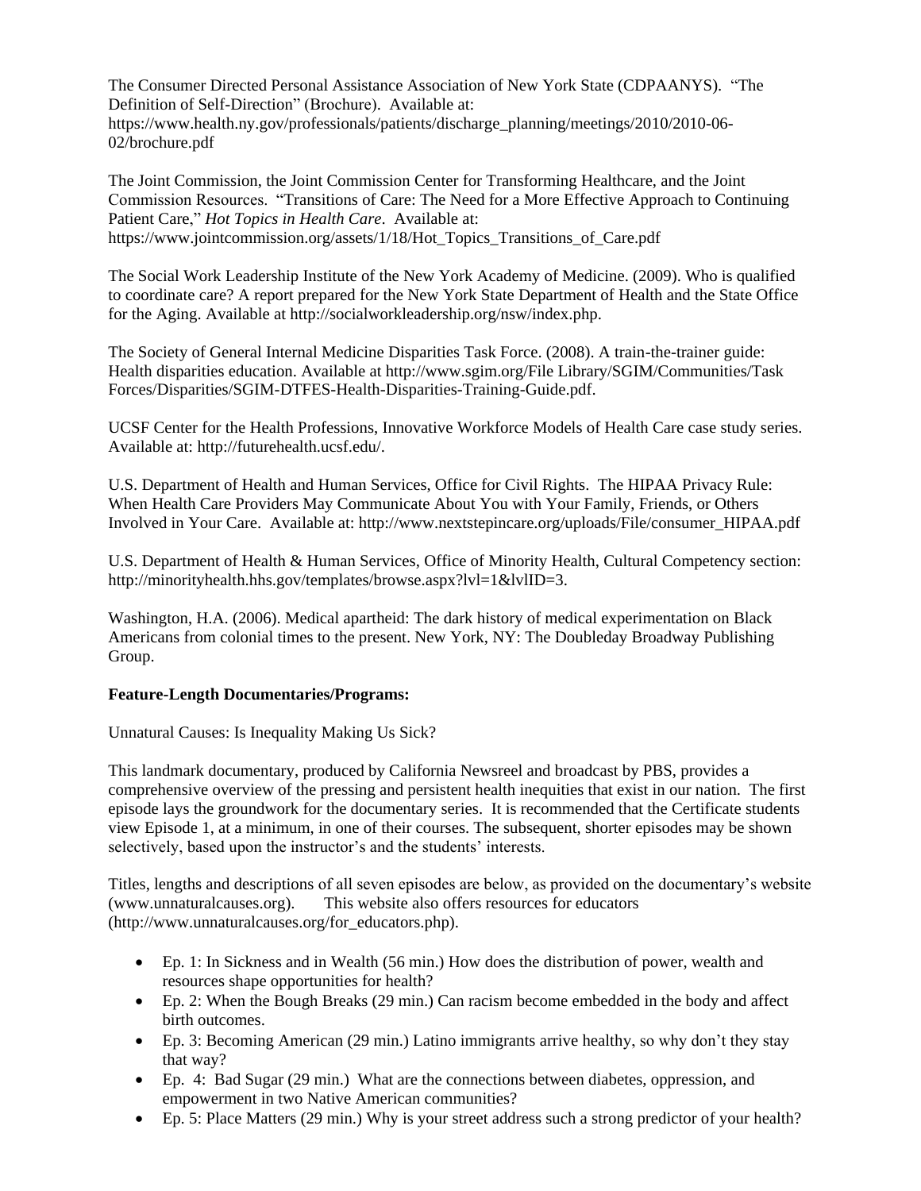The Consumer Directed Personal Assistance Association of New York State (CDPAANYS). "The Definition of Self-Direction" (Brochure). Available at: https://www.health.ny.gov/professionals/patients/discharge_planning/meetings/2010/2010-06-02/brochure.pdf

The Joint Commission, the Joint Commission Center for Transforming Healthcare, and the Joint Commission Resources. "Transitions of Care: The Need for a More Effective Approach to Continuing Patient Care," *Hot Topics in Health Care*. Available at: https://www.jointcommission.org/assets/1/18/Hot_Topics_Transitions_of_Care.pdf

The Social Work Leadership Institute of the New York Academy of Medicine. (2009). Who is qualified to coordinate care? A report prepared for the New York State Department of Health and the State Office for the Aging. Available at http://socialworkleadership.org/nsw/index.php.

The Society of General Internal Medicine Disparities Task Force. (2008). A train-the-trainer guide: Health disparities education. Available at http://www.sgim.org/File Library/SGIM/Communities/Task Forces/Disparities/SGIM-DTFES-Health-Disparities-Training-Guide.pdf.

UCSF Center for the Health Professions, Innovative Workforce Models of Health Care case study series. Available at: http://futurehealth.ucsf.edu/.

U.S. Department of Health and Human Services, Office for Civil Rights. The HIPAA Privacy Rule: When Health Care Providers May Communicate About You with Your Family, Friends, or Others Involved in Your Care. Available at: http://www.nextstepincare.org/uploads/File/consumer_HIPAA.pdf

U.S. Department of Health & Human Services, Office of Minority Health, Cultural Competency section: http://minorityhealth.hhs.gov/templates/browse.aspx?lvl=1&lvlID=3.

Washington, H.A. (2006). Medical apartheid: The dark history of medical experimentation on Black Americans from colonial times to the present. New York, NY: The Doubleday Broadway Publishing Group.

**Feature-Length Documentaries/Programs:**

Unnatural Causes: Is Inequality Making Us Sick?

This landmark documentary, produced by California Newsreel and broadcast by PBS, provides a comprehensive overview of the pressing and persistent health inequities that exist in our nation. The first episode lays the groundwork for the documentary series. It is recommended that the Certificate students view Episode 1, at a minimum, in one of their courses. The subsequent, shorter episodes may be shown selectively, based upon the instructor's and the students' interests.

Titles, lengths and descriptions of all seven episodes are below, as provided on the documentary's website (www.unnaturalcauses.org). This website also offers resources for educators (http://www.unnaturalcauses.org/for_educators.php).

- Ep. 1: In Sickness and in Wealth (56 min.) How does the distribution of power, wealth and resources shape opportunities for health?
- Ep. 2: When the Bough Breaks (29 min.) Can racism become embedded in the body and affect birth outcomes.
- Ep. 3: Becoming American (29 min.) Latino immigrants arrive healthy, so why don't they stay that way?
- Ep. 4: Bad Sugar (29 min.) What are the connections between diabetes, oppression, and empowerment in two Native American communities?
- Ep. 5: Place Matters (29 min.) Why is your street address such a strong predictor of your health?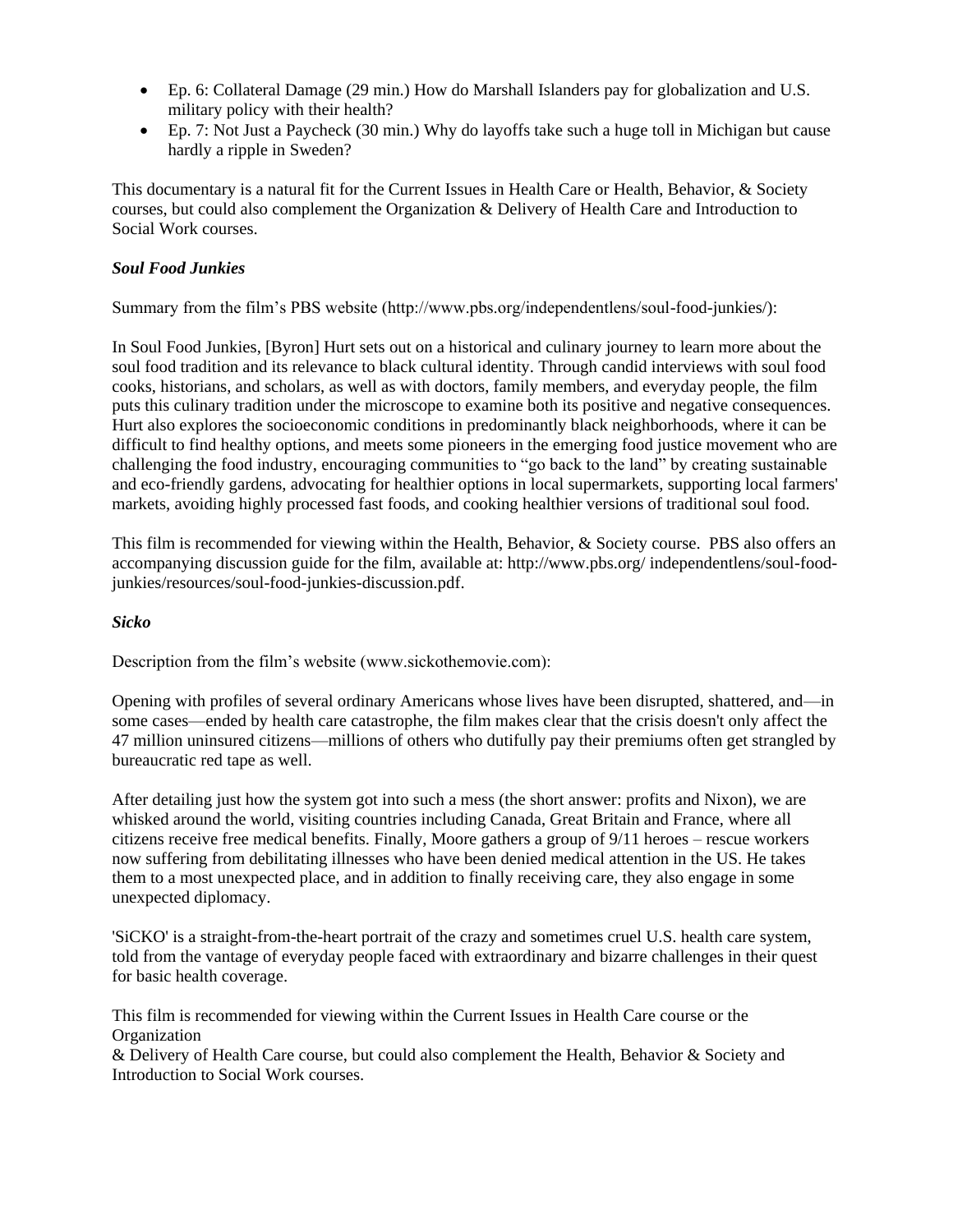- Ep. 6: Collateral Damage (29 min.) How do Marshall Islanders pay for globalization and U.S. military policy with their health?
- Ep. 7: Not Just a Paycheck (30 min.) Why do layoffs take such a huge toll in Michigan but cause hardly a ripple in Sweden?

This documentary is a natural fit for the Current Issues in Health Care or Health, Behavior, & Society courses, but could also complement the Organization & Delivery of Health Care and Introduction to Social Work courses.

***Soul Food Junkies***

Summary from the film's PBS website (http://www.pbs.org/independentlens/soul-food-junkies/):

In Soul Food Junkies, [Byron] Hurt sets out on a historical and culinary journey to learn more about the soul food tradition and its relevance to black cultural identity. Through candid interviews with soul food cooks, historians, and scholars, as well as with doctors, family members, and everyday people, the film puts this culinary tradition under the microscope to examine both its positive and negative consequences. Hurt also explores the socioeconomic conditions in predominantly black neighborhoods, where it can be difficult to find healthy options, and meets some pioneers in the emerging food justice movement who are challenging the food industry, encouraging communities to "go back to the land" by creating sustainable and eco-friendly gardens, advocating for healthier options in local supermarkets, supporting local farmers' markets, avoiding highly processed fast foods, and cooking healthier versions of traditional soul food.

This film is recommended for viewing within the Health, Behavior, & Society course. PBS also offers an accompanying discussion guide for the film, available at: http://www.pbs.org/ independentlens/soul-food-junkies/resources/soul-food-junkies-discussion.pdf.

***Sicko***

Description from the film's website (www.sickothemovie.com):

Opening with profiles of several ordinary Americans whose lives have been disrupted, shattered, and—in some cases—ended by health care catastrophe, the film makes clear that the crisis doesn't only affect the 47 million uninsured citizens—millions of others who dutifully pay their premiums often get strangled by bureaucratic red tape as well.

After detailing just how the system got into such a mess (the short answer: profits and Nixon), we are whisked around the world, visiting countries including Canada, Great Britain and France, where all citizens receive free medical benefits. Finally, Moore gathers a group of 9/11 heroes – rescue workers now suffering from debilitating illnesses who have been denied medical attention in the US. He takes them to a most unexpected place, and in addition to finally receiving care, they also engage in some unexpected diplomacy.

'SiCKO' is a straight-from-the-heart portrait of the crazy and sometimes cruel U.S. health care system, told from the vantage of everyday people faced with extraordinary and bizarre challenges in their quest for basic health coverage.

This film is recommended for viewing within the Current Issues in Health Care course or the Organization & Delivery of Health Care course, but could also complement the Health, Behavior & Society and Introduction to Social Work courses.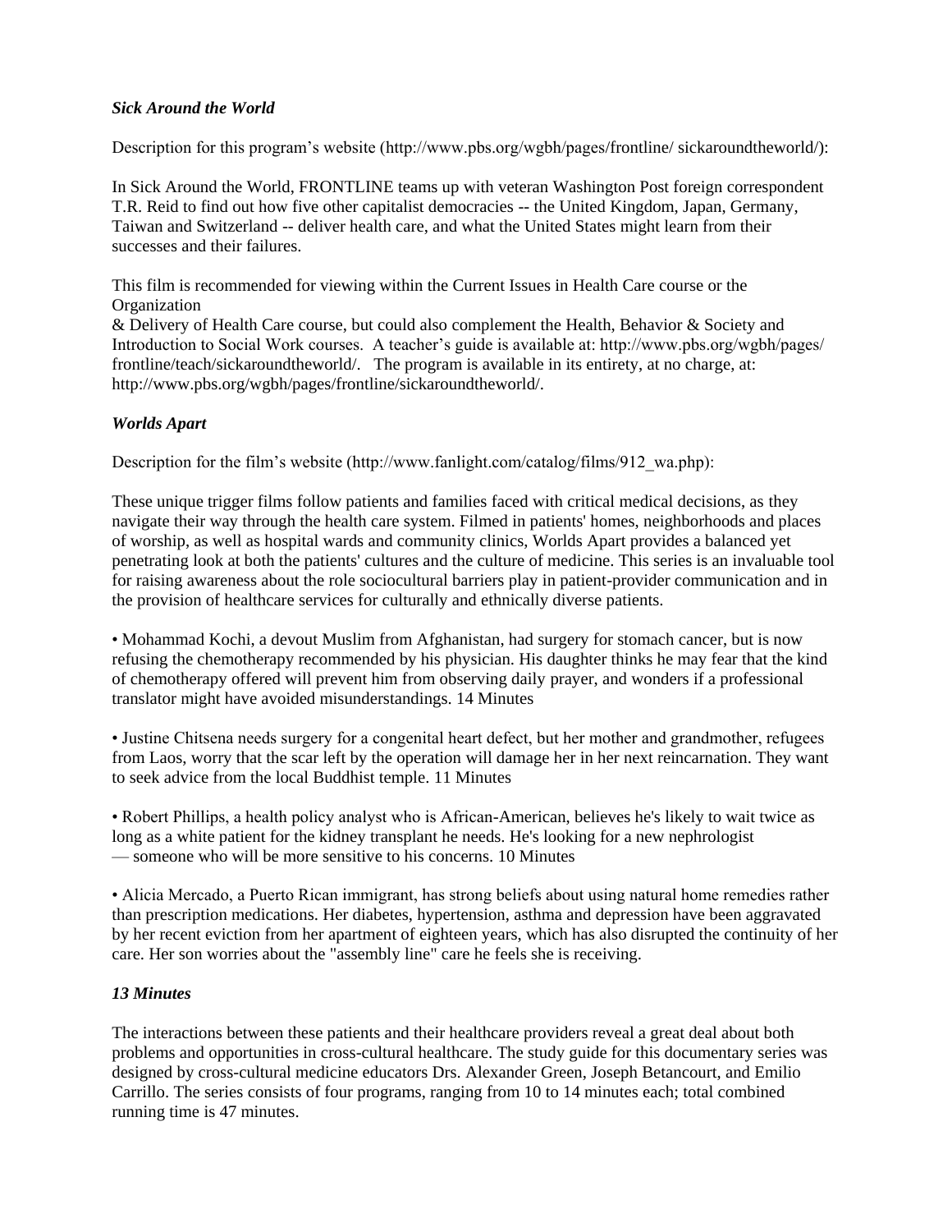***Sick Around the World***

Description for this program's website (http://www.pbs.org/wgbh/pages/frontline/ sickaroundtheworld/):

In Sick Around the World, FRONTLINE teams up with veteran Washington Post foreign correspondent T.R. Reid to find out how five other capitalist democracies -- the United Kingdom, Japan, Germany, Taiwan and Switzerland -- deliver health care, and what the United States might learn from their successes and their failures.

This film is recommended for viewing within the Current Issues in Health Care course or the Organization & Delivery of Health Care course, but could also complement the Health, Behavior & Society and Introduction to Social Work courses. A teacher's guide is available at: http://www.pbs.org/wgbh/pages/frontline/teach/sickaroundtheworld/. The program is available in its entirety, at no charge, at: http://www.pbs.org/wgbh/pages/frontline/sickaroundtheworld/.

***Worlds Apart***

Description for the film's website (http://www.fanlight.com/catalog/films/912_wa.php):

These unique trigger films follow patients and families faced with critical medical decisions, as they navigate their way through the health care system. Filmed in patients' homes, neighborhoods and places of worship, as well as hospital wards and community clinics, Worlds Apart provides a balanced yet penetrating look at both the patients' cultures and the culture of medicine. This series is an invaluable tool for raising awareness about the role sociocultural barriers play in patient-provider communication and in the provision of healthcare services for culturally and ethnically diverse patients.

- Mohammad Kochi, a devout Muslim from Afghanistan, had surgery for stomach cancer, but is now refusing the chemotherapy recommended by his physician. His daughter thinks he may fear that the kind of chemotherapy offered will prevent him from observing daily prayer, and wonders if a professional translator might have avoided misunderstandings. 14 Minutes

- Justine Chitsena needs surgery for a congenital heart defect, but her mother and grandmother, refugees from Laos, worry that the scar left by the operation will damage her in her next reincarnation. They want to seek advice from the local Buddhist temple. 11 Minutes

- Robert Phillips, a health policy analyst who is African-American, believes he's likely to wait twice as long as a white patient for the kidney transplant he needs. He's looking for a new nephrologist — someone who will be more sensitive to his concerns. 10 Minutes

- Alicia Mercado, a Puerto Rican immigrant, has strong beliefs about using natural home remedies rather than prescription medications. Her diabetes, hypertension, asthma and depression have been aggravated by her recent eviction from her apartment of eighteen years, which has also disrupted the continuity of her care. Her son worries about the "assembly line" care he feels she is receiving.

***13 Minutes***

The interactions between these patients and their healthcare providers reveal a great deal about both problems and opportunities in cross-cultural healthcare. The study guide for this documentary series was designed by cross-cultural medicine educators Drs. Alexander Green, Joseph Betancourt, and Emilio Carrillo. The series consists of four programs, ranging from 10 to 14 minutes each; total combined running time is 47 minutes.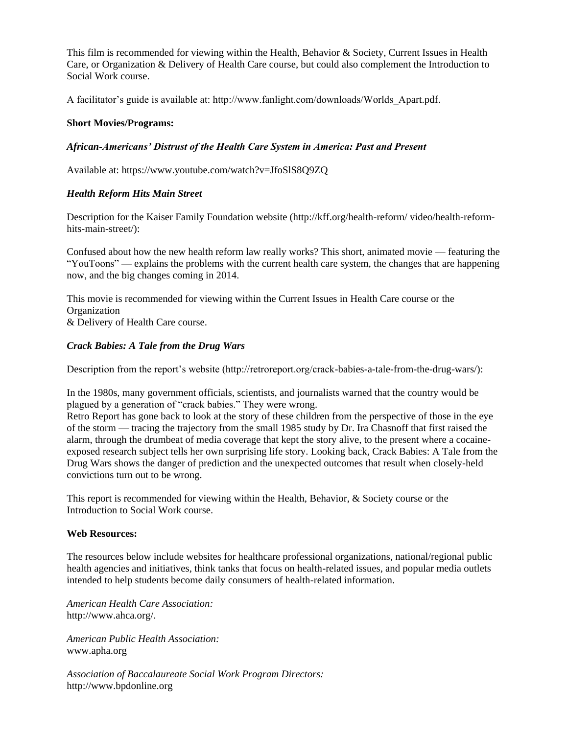This film is recommended for viewing within the Health, Behavior & Society, Current Issues in Health Care, or Organization & Delivery of Health Care course, but could also complement the Introduction to Social Work course.

A facilitator's guide is available at: http://www.fanlight.com/downloads/Worlds_Apart.pdf.

**Short Movies/Programs:**

***African-Americans' Distrust of the Health Care System in America: Past and Present***

Available at: https://www.youtube.com/watch?v=JfoSlS8Q9ZQ

***Health Reform Hits Main Street***

Description for the Kaiser Family Foundation website (http://kff.org/health-reform/ video/health-reform-hits-main-street/):

Confused about how the new health reform law really works? This short, animated movie — featuring the "YouToons" — explains the problems with the current health care system, the changes that are happening now, and the big changes coming in 2014.

This movie is recommended for viewing within the Current Issues in Health Care course or the Organization
& Delivery of Health Care course.

***Crack Babies: A Tale from the Drug Wars***

Description from the report's website (http://retroreport.org/crack-babies-a-tale-from-the-drug-wars/):

In the 1980s, many government officials, scientists, and journalists warned that the country would be plagued by a generation of "crack babies." They were wrong.
Retro Report has gone back to look at the story of these children from the perspective of those in the eye of the storm — tracing the trajectory from the small 1985 study by Dr. Ira Chasnoff that first raised the alarm, through the drumbeat of media coverage that kept the story alive, to the present where a cocaine-exposed research subject tells her own surprising life story. Looking back, Crack Babies: A Tale from the Drug Wars shows the danger of prediction and the unexpected outcomes that result when closely-held convictions turn out to be wrong.

This report is recommended for viewing within the Health, Behavior, & Society course or the Introduction to Social Work course.

**Web Resources:**

The resources below include websites for healthcare professional organizations, national/regional public health agencies and initiatives, think tanks that focus on health-related issues, and popular media outlets intended to help students become daily consumers of health-related information.

*American Health Care Association:*
http://www.ahca.org/.

*American Public Health Association:*
www.apha.org

*Association of Baccalaureate Social Work Program Directors:*
http://www.bpdonline.org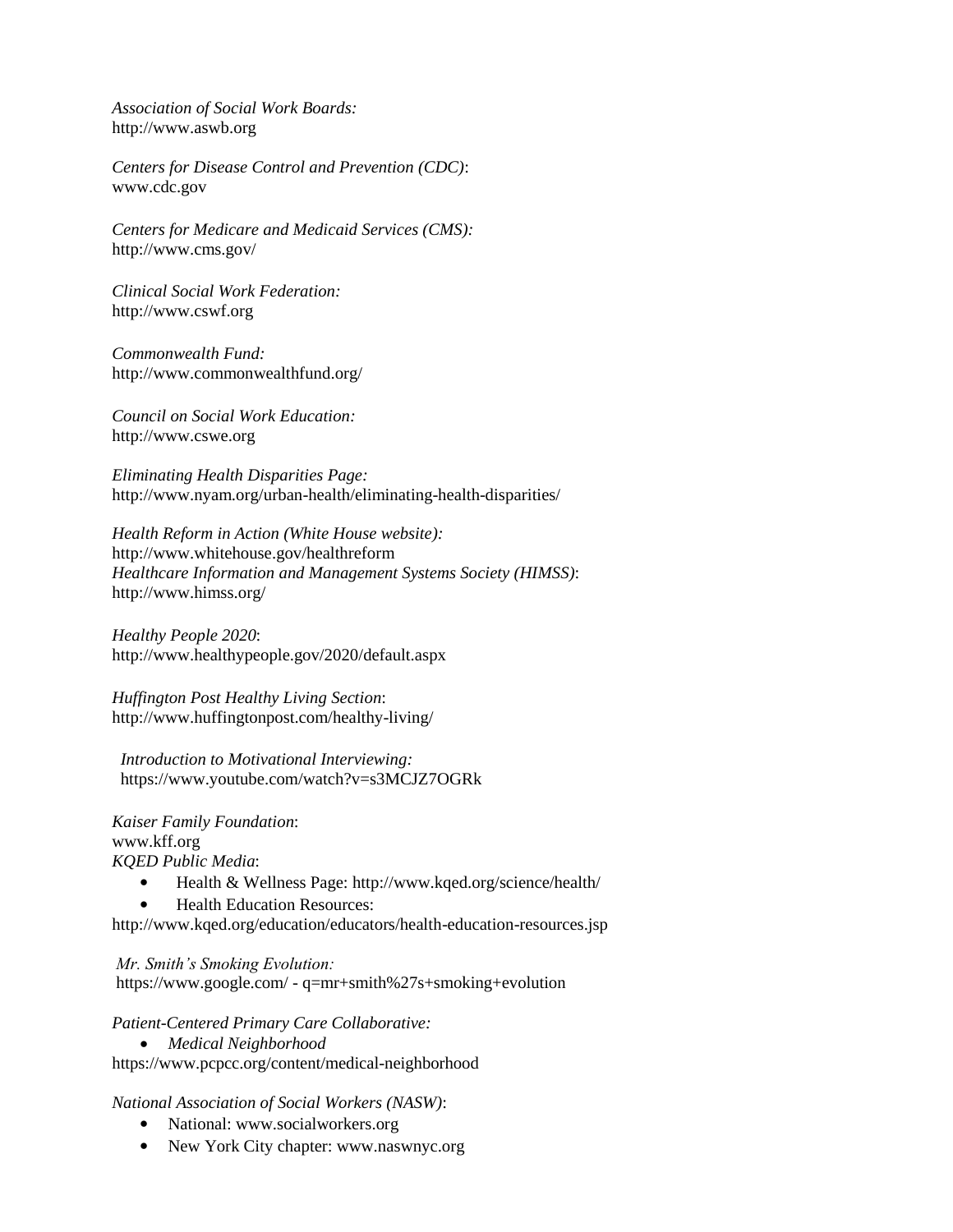*Association of Social Work Boards:*
http://www.aswb.org

*Centers for Disease Control and Prevention (CDC)*:
www.cdc.gov

*Centers for Medicare and Medicaid Services (CMS):*
http://www.cms.gov/

*Clinical Social Work Federation:*
http://www.cswf.org

*Commonwealth Fund:*
http://www.commonwealthfund.org/

*Council on Social Work Education:*
http://www.cswe.org

*Eliminating Health Disparities Page:*
http://www.nyam.org/urban-health/eliminating-health-disparities/

*Health Reform in Action (White House website):*
http://www.whitehouse.gov/healthreform
*Healthcare Information and Management Systems Society (HIMSS)*:
http://www.himss.org/

*Healthy People 2020*:
http://www.healthypeople.gov/2020/default.aspx

*Huffington Post Healthy Living Section*:
http://www.huffingtonpost.com/healthy-living/

*Introduction to Motivational Interviewing:*
https://www.youtube.com/watch?v=s3MCJZ7OGRk

*Kaiser Family Foundation*:
www.kff.org
*KQED Public Media*:

- Health & Wellness Page: http://www.kqed.org/science/health/
- Health Education Resources:

http://www.kqed.org/education/educators/health-education-resources.jsp

*Mr. Smith's Smoking Evolution:*
https://www.google.com/ - q=mr+smith%27s+smoking+evolution

*Patient-Centered Primary Care Collaborative:*

- *Medical Neighborhood*

https://www.pcpcc.org/content/medical-neighborhood

*National Association of Social Workers (NASW)*:

- National: www.socialworkers.org
- New York City chapter: www.naswnyc.org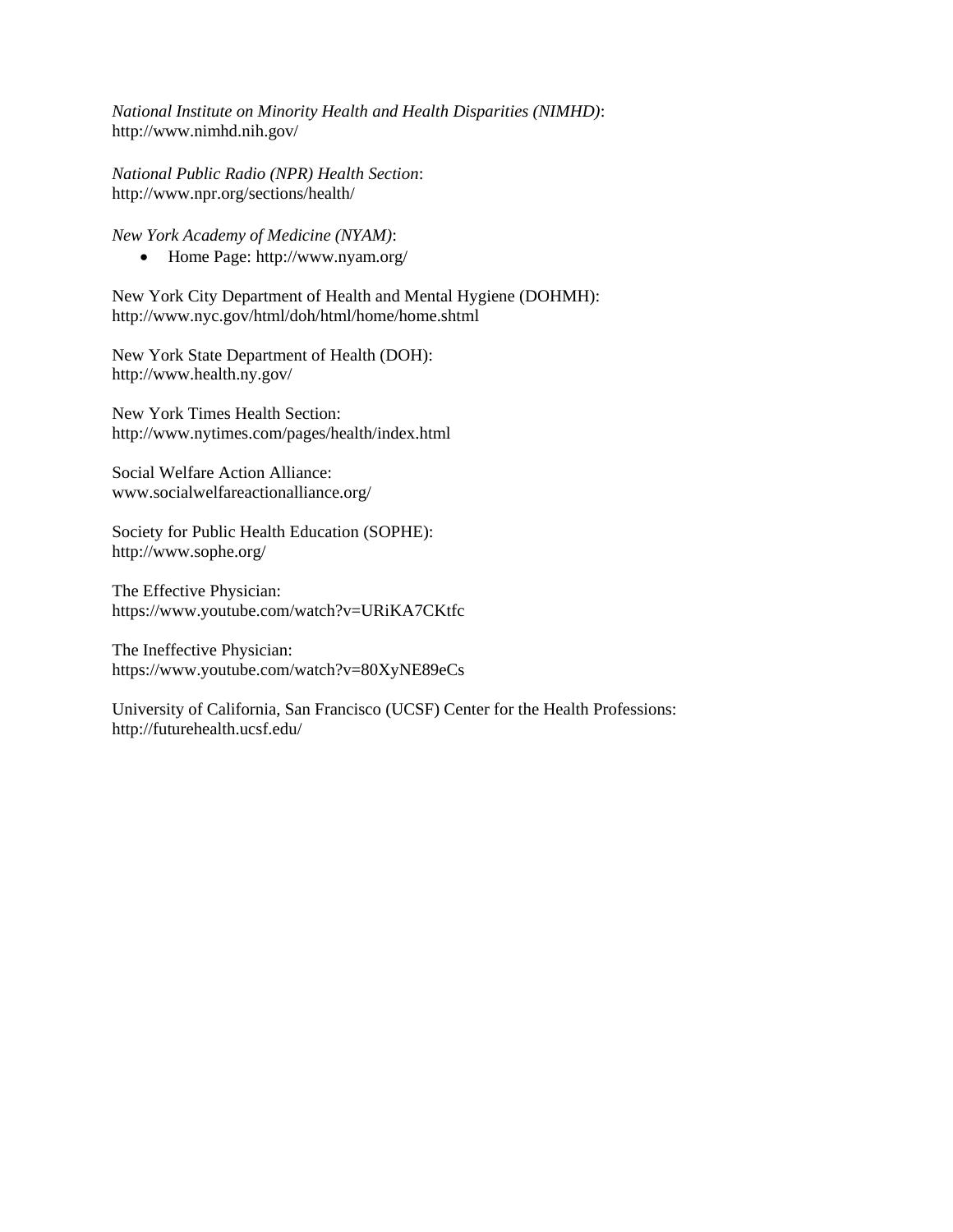*National Institute on Minority Health and Health Disparities (NIMHD)*:
http://www.nimhd.nih.gov/

*National Public Radio (NPR) Health Section*:
http://www.npr.org/sections/health/

*New York Academy of Medicine (NYAM)*:

- Home Page: http://www.nyam.org/

New York City Department of Health and Mental Hygiene (DOHMH):
http://www.nyc.gov/html/doh/html/home/home.shtml

New York State Department of Health (DOH):
http://www.health.ny.gov/

New York Times Health Section:
http://www.nytimes.com/pages/health/index.html

Social Welfare Action Alliance:
www.socialwelfareactionalliance.org/

Society for Public Health Education (SOPHE):
http://www.sophe.org/

The Effective Physician:
https://www.youtube.com/watch?v=URiKA7CKtfc

The Ineffective Physician:
https://www.youtube.com/watch?v=80XyNE89eCs

University of California, San Francisco (UCSF) Center for the Health Professions:
http://futurehealth.ucsf.edu/